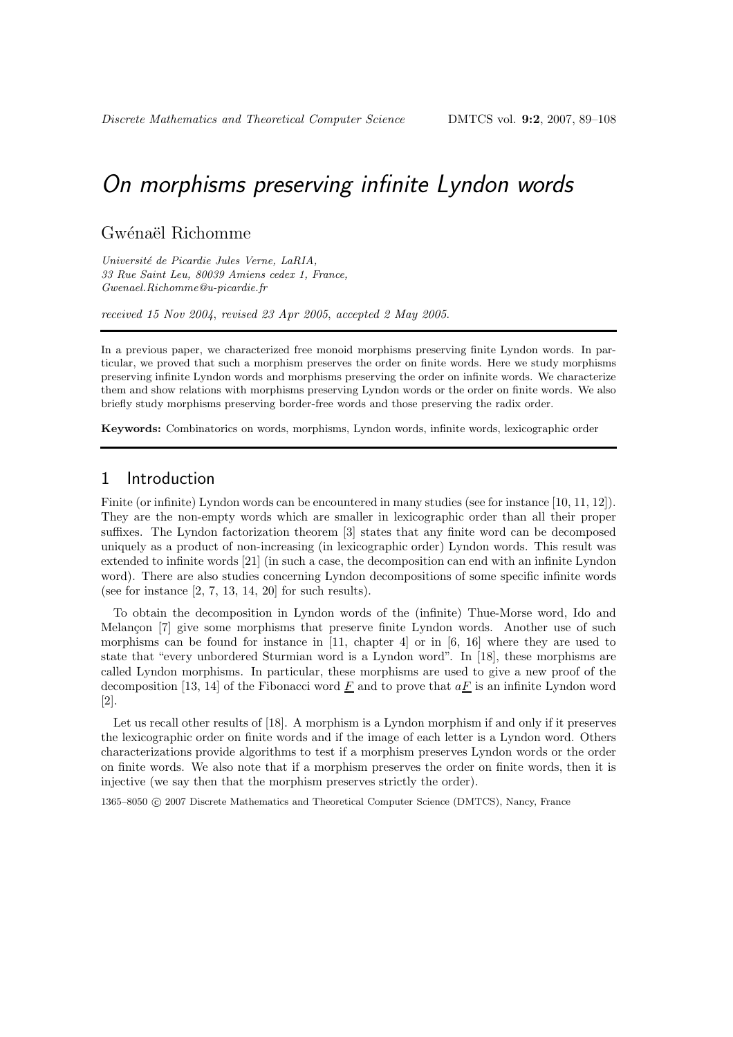# On morphisms preserving infinite Lyndon words

Gwénaël Richomme

*Université de Picardie Jules Verne, LaRIA,*
*33 Rue Saint Leu, 80039 Amiens cedex 1, France,*
*Gwenael.Richomme@u-picardie.fr*

*received 15 Nov 2004, revised 23 Apr 2005, accepted 2 May 2005.*

In a previous paper, we characterized free monoid morphisms preserving finite Lyndon words. In particular, we proved that such a morphism preserves the order on finite words. Here we study morphisms preserving infinite Lyndon words and morphisms preserving the order on infinite words. We characterize them and show relations with morphisms preserving Lyndon words or the order on finite words. We also briefly study morphisms preserving border-free words and those preserving the radix order.

**Keywords:** Combinatorics on words, morphisms, Lyndon words, infinite words, lexicographic order

## 1 Introduction

Finite (or infinite) Lyndon words can be encountered in many studies (see for instance [10, 11, 12]). They are the non-empty words which are smaller in lexicographic order than all their proper suffixes. The Lyndon factorization theorem [3] states that any finite word can be decomposed uniquely as a product of non-increasing (in lexicographic order) Lyndon words. This result was extended to infinite words [21] (in such a case, the decomposition can end with an infinite Lyndon word). There are also studies concerning Lyndon decompositions of some specific infinite words (see for instance [2, 7, 13, 14, 20] for such results).

To obtain the decomposition in Lyndon words of the (infinite) Thue-Morse word, Ido and Melançon [7] give some morphisms that preserve finite Lyndon words. Another use of such morphisms can be found for instance in [11, chapter 4] or in [6, 16] where they are used to state that "every unbordered Sturmian word is a Lyndon word". In [18], these morphisms are called Lyndon morphisms. In particular, these morphisms are used to give a new proof of the decomposition [13, 14] of the Fibonacci word $\underline{F}$ and to prove that $a\underline{F}$ is an infinite Lyndon word [2].

Let us recall other results of [18]. A morphism is a Lyndon morphism if and only if it preserves the lexicographic order on finite words and if the image of each letter is a Lyndon word. Others characterizations provide algorithms to test if a morphism preserves Lyndon words or the order on finite words. We also note that if a morphism preserves the order on finite words, then it is injective (we say then that the morphism preserves strictly the order).

1365–8050 © 2007 Discrete Mathematics and Theoretical Computer Science (DMTCS), Nancy, France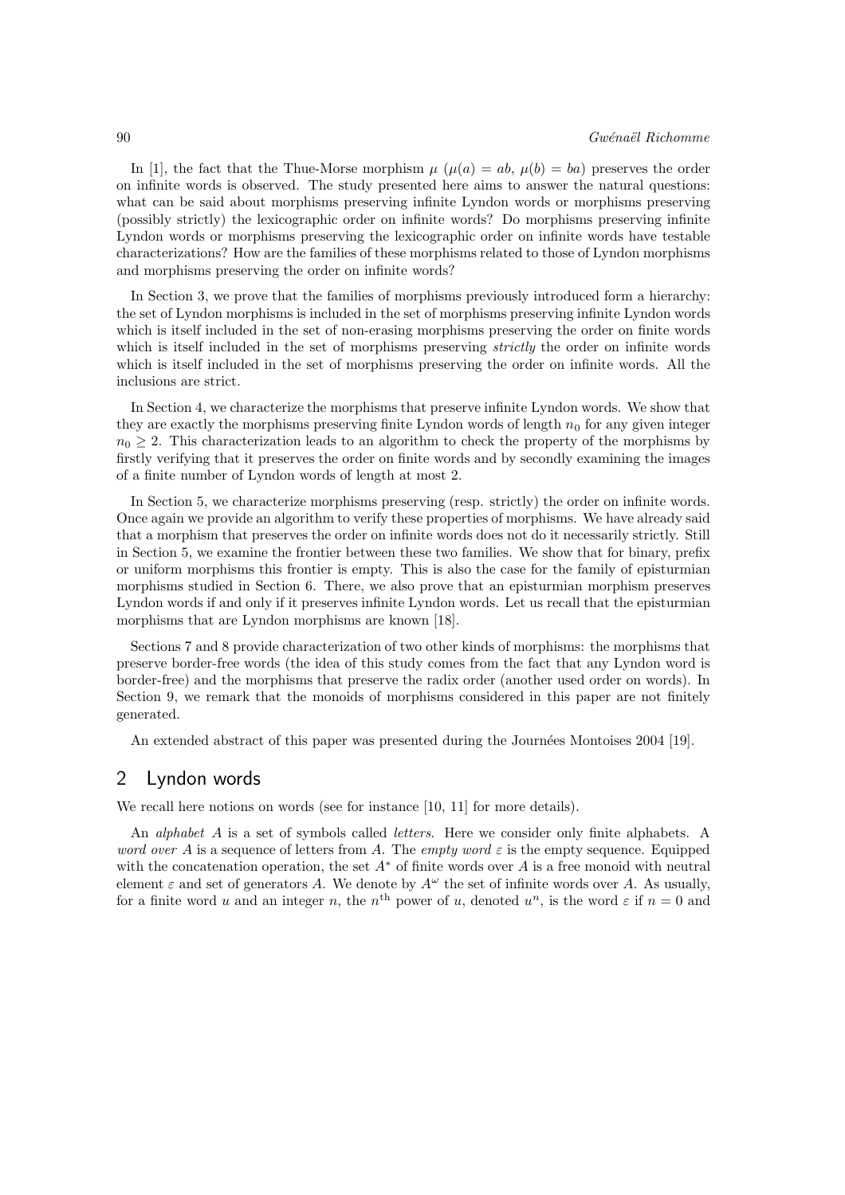In [1], the fact that the Thue-Morse morphism $\mu$ ($\mu(a) = ab$, $\mu(b) = ba$) preserves the order on infinite words is observed. The study presented here aims to answer the natural questions: what can be said about morphisms preserving infinite Lyndon words or morphisms preserving (possibly strictly) the lexicographic order on infinite words? Do morphisms preserving infinite Lyndon words or morphisms preserving the lexicographic order on infinite words have testable characterizations? How are the families of these morphisms related to those of Lyndon morphisms and morphisms preserving the order on infinite words?

In Section 3, we prove that the families of morphisms previously introduced form a hierarchy: the set of Lyndon morphisms is included in the set of morphisms preserving infinite Lyndon words which is itself included in the set of non-erasing morphisms preserving the order on finite words which is itself included in the set of morphisms preserving *strictly* the order on infinite words which is itself included in the set of morphisms preserving the order on infinite words. All the inclusions are strict.

In Section 4, we characterize the morphisms that preserve infinite Lyndon words. We show that they are exactly the morphisms preserving finite Lyndon words of length $n_0$ for any given integer $n_0 \geq 2$. This characterization leads to an algorithm to check the property of the morphisms by firstly verifying that it preserves the order on finite words and by secondly examining the images of a finite number of Lyndon words of length at most 2.

In Section 5, we characterize morphisms preserving (resp. strictly) the order on infinite words. Once again we provide an algorithm to verify these properties of morphisms. We have already said that a morphism that preserves the order on infinite words does not do it necessarily strictly. Still in Section 5, we examine the frontier between these two families. We show that for binary, prefix or uniform morphisms this frontier is empty. This is also the case for the family of episturmian morphisms studied in Section 6. There, we also prove that an episturmian morphism preserves Lyndon words if and only if it preserves infinite Lyndon words. Let us recall that the episturmian morphisms that are Lyndon morphisms are known [18].

Sections 7 and 8 provide characterization of two other kinds of morphisms: the morphisms that preserve border-free words (the idea of this study comes from the fact that any Lyndon word is border-free) and the morphisms that preserve the radix order (another used order on words). In Section 9, we remark that the monoids of morphisms considered in this paper are not finitely generated.

An extended abstract of this paper was presented during the Journées Montoises 2004 [19].

## 2 Lyndon words

We recall here notions on words (see for instance [10, 11] for more details).

An *alphabet* $A$ is a set of symbols called *letters*. Here we consider only finite alphabets. A *word over* $A$ is a sequence of letters from $A$. The *empty word* $\varepsilon$ is the empty sequence. Equipped with the concatenation operation, the set $A^*$ of finite words over $A$ is a free monoid with neutral element $\varepsilon$ and set of generators $A$. We denote by $A^\omega$ the set of infinite words over $A$. As usually, for a finite word $u$ and an integer $n$, the $n^{\text{th}}$ power of $u$, denoted $u^n$, is the word $\varepsilon$ if $n = 0$ and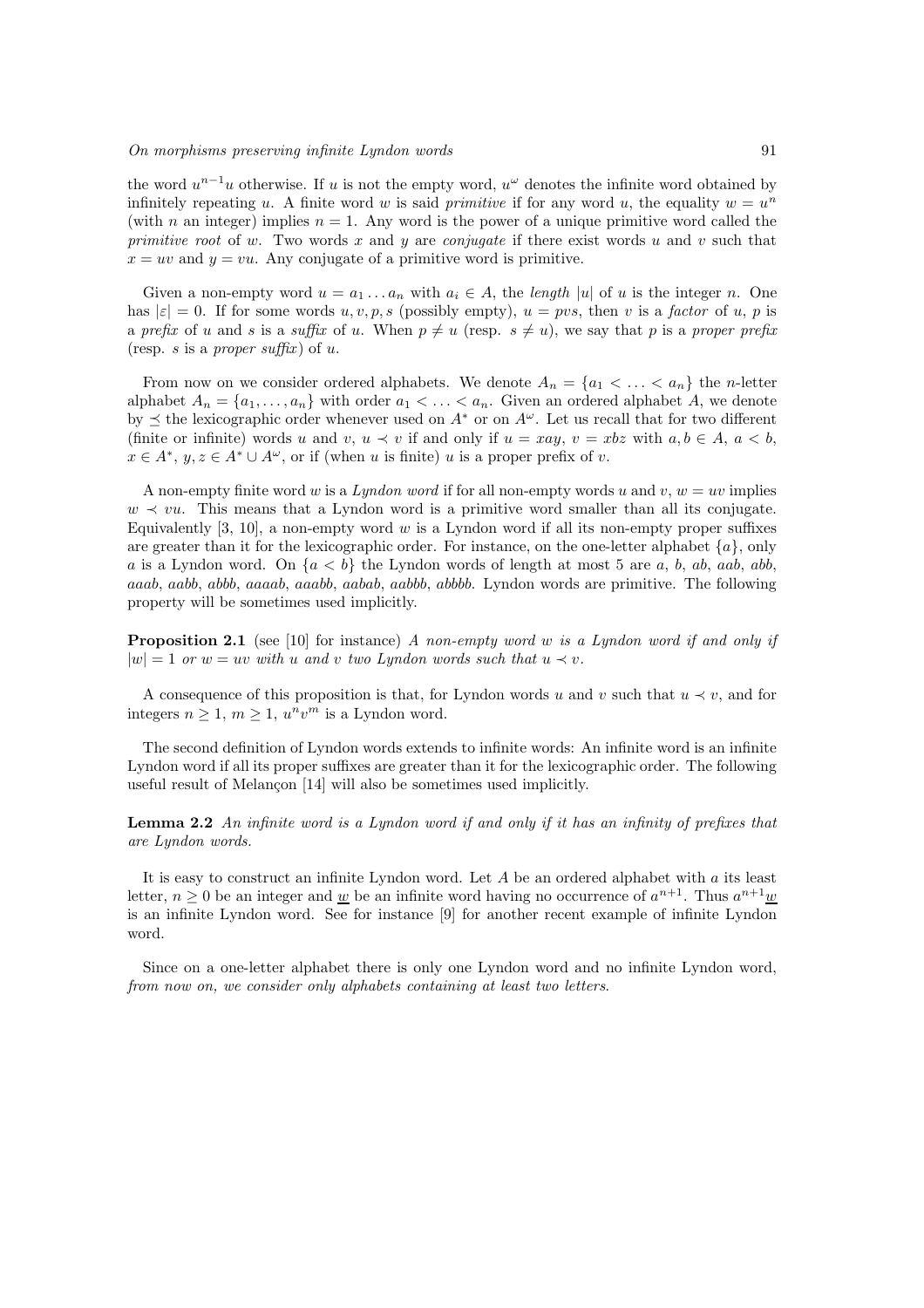the word $u^{n-1}u$ otherwise. If $u$ is not the empty word, $u^\omega$ denotes the infinite word obtained by infinitely repeating $u$. A finite word $w$ is said *primitive* if for any word $u$, the equality $w = u^n$ (with $n$ an integer) implies $n = 1$. Any word is the power of a unique primitive word called the *primitive root* of $w$. Two words $x$ and $y$ are *conjugate* if there exist words $u$ and $v$ such that $x = uv$ and $y = vu$. Any conjugate of a primitive word is primitive.

Given a non-empty word $u = a_1 \dots a_n$ with $a_i \in A$, the *length* $|u|$ of $u$ is the integer $n$. One has $|\varepsilon| = 0$. If for some words $u, v, p, s$ (possibly empty), $u = pvs$, then $v$ is a *factor* of $u$, $p$ is a *prefix* of $u$ and $s$ is a *suffix* of $u$. When $p \neq u$ (resp. $s \neq u$), we say that $p$ is a *proper prefix* (resp. $s$ is a *proper suffix*) of $u$.

From now on we consider ordered alphabets. We denote $A_n = \{a_1 < \ldots < a_n\}$ the $n$-letter alphabet $A_n = \{a_1, \ldots, a_n\}$ with order $a_1 < \ldots < a_n$. Given an ordered alphabet $A$, we denote by $\preceq$ the lexicographic order whenever used on $A^*$ or on $A^\omega$. Let us recall that for two different (finite or infinite) words $u$ and $v$, $u \prec v$ if and only if $u = xay$, $v = xbz$ with $a, b \in A$, $a < b$, $x \in A^*$, $y, z \in A^* \cup A^\omega$, or if (when $u$ is finite) $u$ is a proper prefix of $v$.

A non-empty finite word $w$ is a *Lyndon word* if for all non-empty words $u$ and $v$, $w = uv$ implies $w \prec vu$. This means that a Lyndon word is a primitive word smaller than all its conjugate. Equivalently [3, 10], a non-empty word $w$ is a Lyndon word if all its non-empty proper suffixes are greater than it for the lexicographic order. For instance, on the one-letter alphabet $\{a\}$, only $a$ is a Lyndon word. On $\{a < b\}$ the Lyndon words of length at most 5 are $a$, $b$, $ab$, $aab$, $abb$, $aaab$, $aabb$, $abbb$, $aaaab$, $aaabb$, $aabab$, $aabbb$, $abbbb$. Lyndon words are primitive. The following property will be sometimes used implicitly.

**Proposition 2.1** (see [10] for instance) *A non-empty word $w$ is a Lyndon word if and only if $|w| = 1$ or $w = uv$ with $u$ and $v$ two Lyndon words such that $u \prec v$.*

A consequence of this proposition is that, for Lyndon words $u$ and $v$ such that $u \prec v$, and for integers $n \geq 1$, $m \geq 1$, $u^n v^m$ is a Lyndon word.

The second definition of Lyndon words extends to infinite words: An infinite word is an infinite Lyndon word if all its proper suffixes are greater than it for the lexicographic order. The following useful result of Melançon [14] will also be sometimes used implicitly.

**Lemma 2.2** *An infinite word is a Lyndon word if and only if it has an infinity of prefixes that are Lyndon words.*

It is easy to construct an infinite Lyndon word. Let $A$ be an ordered alphabet with $a$ its least letter, $n \geq 0$ be an integer and $\underline{w}$ be an infinite word having no occurrence of $a^{n+1}$. Thus $a^{n+1}\underline{w}$ is an infinite Lyndon word. See for instance [9] for another recent example of infinite Lyndon word.

Since on a one-letter alphabet there is only one Lyndon word and no infinite Lyndon word, *from now on, we consider only alphabets containing at least two letters.*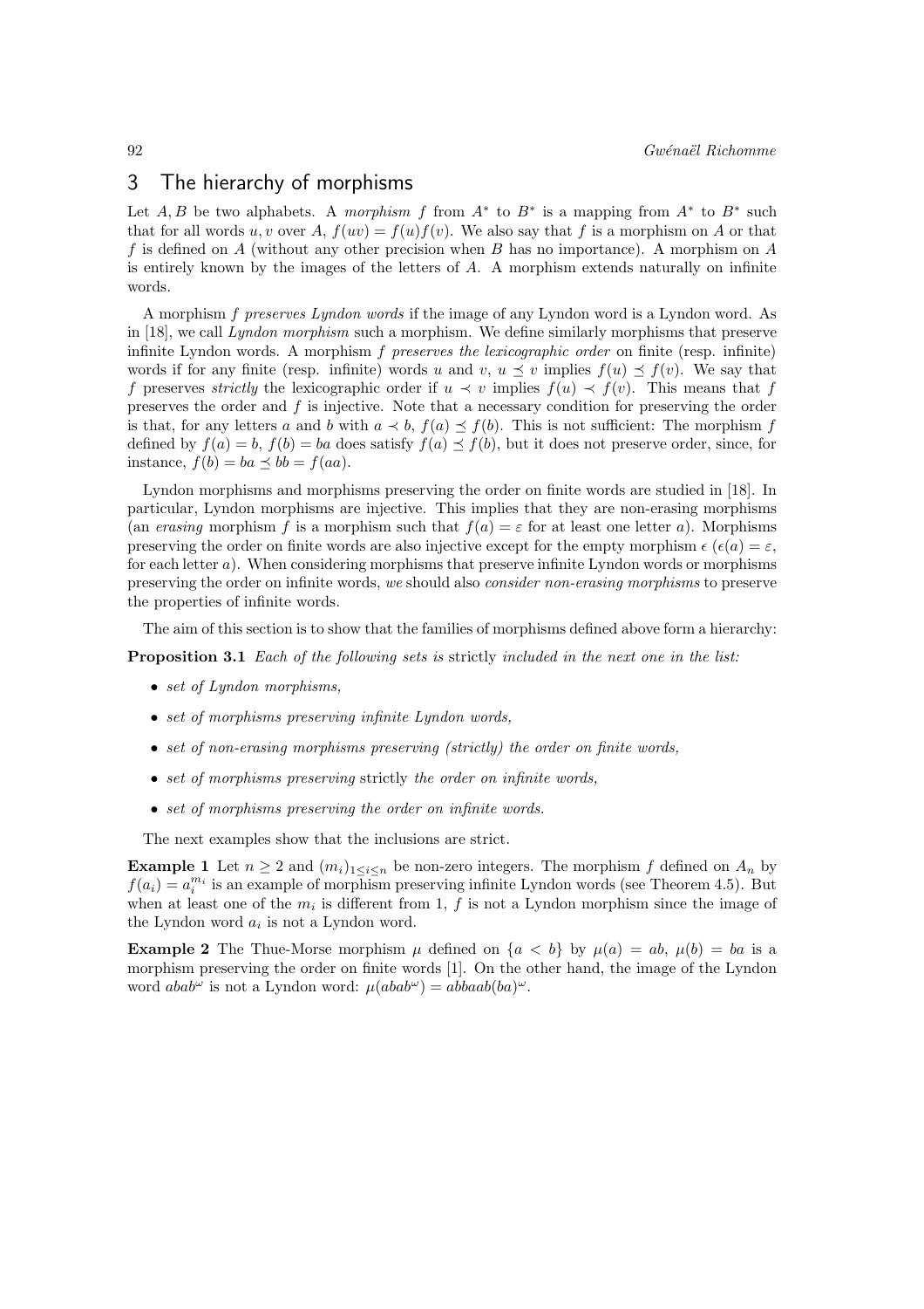## 3 The hierarchy of morphisms

Let $A, B$ be two alphabets. A *morphism* $f$ from $A^*$ to $B^*$ is a mapping from $A^*$ to $B^*$ such that for all words $u, v$ over $A$, $f(uv) = f(u)f(v)$. We also say that $f$ is a morphism on $A$ or that $f$ is defined on $A$ (without any other precision when $B$ has no importance). A morphism on $A$ is entirely known by the images of the letters of $A$. A morphism extends naturally on infinite words.

A morphism $f$ *preserves Lyndon words* if the image of any Lyndon word is a Lyndon word. As in [18], we call *Lyndon morphism* such a morphism. We define similarly morphisms that preserve infinite Lyndon words. A morphism $f$ *preserves the lexicographic order* on finite (resp. infinite) words if for any finite (resp. infinite) words $u$ and $v$, $u \preceq v$ implies $f(u) \preceq f(v)$. We say that $f$ preserves *strictly* the lexicographic order if $u \prec v$ implies $f(u) \prec f(v)$. This means that $f$ preserves the order and $f$ is injective. Note that a necessary condition for preserving the order is that, for any letters $a$ and $b$ with $a \prec b$, $f(a) \preceq f(b)$. This is not sufficient: The morphism $f$ defined by $f(a) = b$, $f(b) = ba$ does satisfy $f(a) \preceq f(b)$, but it does not preserve order, since, for instance, $f(b) = ba \preceq bb = f(aa)$.

Lyndon morphisms and morphisms preserving the order on finite words are studied in [18]. In particular, Lyndon morphisms are injective. This implies that they are non-erasing morphisms (an *erasing* morphism $f$ is a morphism such that $f(a) = \varepsilon$ for at least one letter $a$). Morphisms preserving the order on finite words are also injective except for the empty morphism $\epsilon$ ($\epsilon(a) = \varepsilon$, for each letter $a$). When considering morphisms that preserve infinite Lyndon words or morphisms preserving the order on infinite words, *we* should also *consider non-erasing morphisms* to preserve the properties of infinite words.

The aim of this section is to show that the families of morphisms defined above form a hierarchy:

**Proposition 3.1** *Each of the following sets is* strictly *included in the next one in the list:*

- *set of Lyndon morphisms,*
- *set of morphisms preserving infinite Lyndon words,*
- *set of non-erasing morphisms preserving (strictly) the order on finite words,*
- *set of morphisms preserving* strictly *the order on infinite words,*
- *set of morphisms preserving the order on infinite words.*

The next examples show that the inclusions are strict.

**Example 1** Let $n \geq 2$ and $(m_i)_{1 \leq i \leq n}$ be non-zero integers. The morphism $f$ defined on $A_n$ by $f(a_i) = a_i^{m_i}$ is an example of morphism preserving infinite Lyndon words (see Theorem 4.5). But when at least one of the $m_i$ is different from 1, $f$ is not a Lyndon morphism since the image of the Lyndon word $a_i$ is not a Lyndon word.

**Example 2** The Thue-Morse morphism $\mu$ defined on $\{a < b\}$ by $\mu(a) = ab$, $\mu(b) = ba$ is a morphism preserving the order on finite words [1]. On the other hand, the image of the Lyndon word $abab^\omega$ is not a Lyndon word: $\mu(abab^\omega) = abbaab(ba)^\omega$.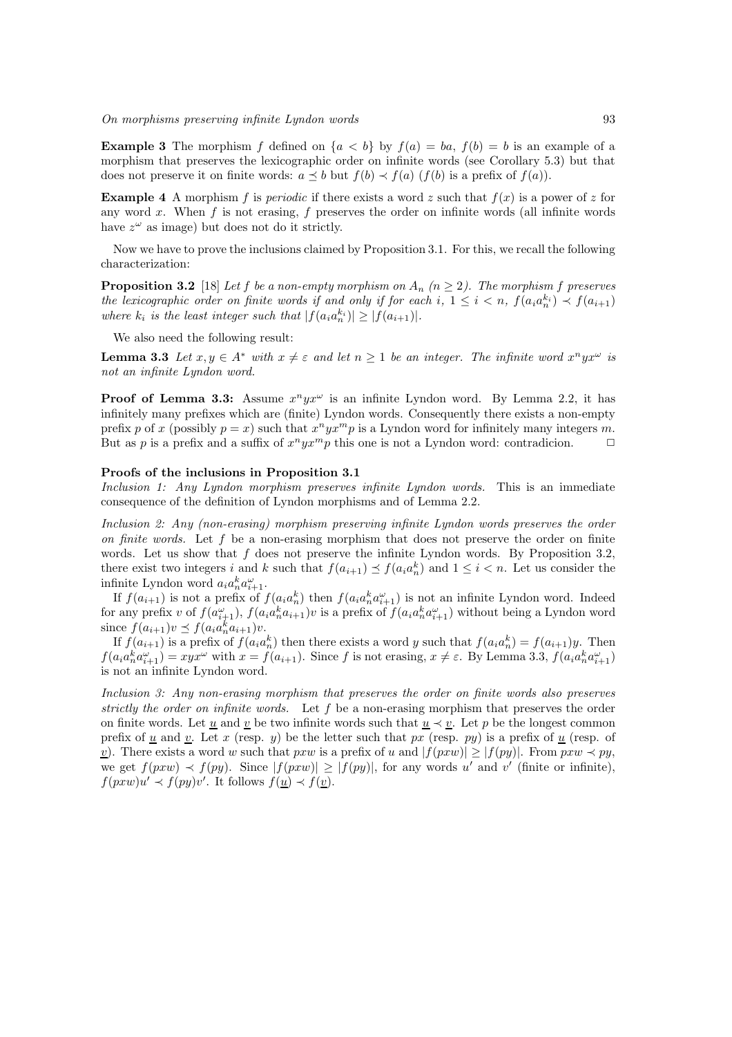**Example 3** The morphism $f$ defined on $\{a < b\}$ by $f(a) = ba$, $f(b) = b$ is an example of a morphism that preserves the lexicographic order on infinite words (see Corollary 5.3) but that does not preserve it on finite words: $a \preceq b$ but $f(b) \prec f(a)$ ($f(b)$ is a prefix of $f(a)$).

**Example 4** A morphism $f$ is *periodic* if there exists a word $z$ such that $f(x)$ is a power of $z$ for any word $x$. When $f$ is not erasing, $f$ preserves the order on infinite words (all infinite words have $z^\omega$ as image) but does not do it strictly.

Now we have to prove the inclusions claimed by Proposition 3.1. For this, we recall the following characterization:

**Proposition 3.2** [18] *Let $f$ be a non-empty morphism on $A_n$ ($n \geq 2$). The morphism $f$ preserves the lexicographic order on finite words if and only if for each $i$, $1 \leq i < n$, $f(a_i a_n^{k_i}) \prec f(a_{i+1})$ where $k_i$ is the least integer such that $|f(a_i a_n^{k_i})| \geq |f(a_{i+1})|$.*

We also need the following result:

**Lemma 3.3** *Let $x, y \in A^*$ with $x \neq \varepsilon$ and let $n \geq 1$ be an integer. The infinite word $x^n y x^\omega$ is not an infinite Lyndon word.*

**Proof of Lemma 3.3:** Assume $x^n y x^\omega$ is an infinite Lyndon word. By Lemma 2.2, it has infinitely many prefixes which are (finite) Lyndon words. Consequently there exists a non-empty prefix $p$ of $x$ (possibly $p = x$) such that $x^n y x^m p$ is a Lyndon word for infinitely many integers $m$. But as $p$ is a prefix and a suffix of $x^n y x^m p$ this one is not a Lyndon word: contradicion. $\square$

**Proofs of the inclusions in Proposition 3.1**

*Inclusion 1: Any Lyndon morphism preserves infinite Lyndon words.* This is an immediate consequence of the definition of Lyndon morphisms and of Lemma 2.2.

*Inclusion 2: Any (non-erasing) morphism preserving infinite Lyndon words preserves the order on finite words.* Let $f$ be a non-erasing morphism that does not preserve the order on finite words. Let us show that $f$ does not preserve the infinite Lyndon words. By Proposition 3.2, there exist two integers $i$ and $k$ such that $f(a_{i+1}) \preceq f(a_i a_n^k)$ and $1 \leq i < n$. Let us consider the infinite Lyndon word $a_i a_n^k a_{i+1}^\omega$.

If $f(a_{i+1})$ is not a prefix of $f(a_i a_n^k)$ then $f(a_i a_n^k a_{i+1}^\omega)$ is not an infinite Lyndon word. Indeed for any prefix $v$ of $f(a_{i+1}^\omega)$, $f(a_i a_n^k a_{i+1})v$ is a prefix of $f(a_i a_n^k a_{i+1}^\omega)$ without being a Lyndon word since $f(a_{i+1})v \preceq f(a_i a_n^k a_{i+1})v$.

If $f(a_{i+1})$ is a prefix of $f(a_i a_n^k)$ then there exists a word $y$ such that $f(a_i a_n^k) = f(a_{i+1})y$. Then $f(a_i a_n^k a_{i+1}^\omega) = xyx^\omega$ with $x = f(a_{i+1})$. Since $f$ is not erasing, $x \neq \varepsilon$. By Lemma 3.3, $f(a_i a_n^k a_{i+1}^\omega)$ is not an infinite Lyndon word.

*Inclusion 3: Any non-erasing morphism that preserves the order on finite words also preserves strictly the order on infinite words.* Let $f$ be a non-erasing morphism that preserves the order on finite words. Let $\underline{u}$ and $\underline{v}$ be two infinite words such that $\underline{u} \prec \underline{v}$. Let $p$ be the longest common prefix of $\underline{u}$ and $\underline{v}$. Let $x$ (resp. $y$) be the letter such that $px$ (resp. $py$) is a prefix of $\underline{u}$ (resp. of $\underline{v}$). There exists a word $w$ such that $pxw$ is a prefix of $u$ and $|f(pxw)| \geq |f(py)|$. From $pxw \prec py$, we get $f(pxw) \prec f(py)$. Since $|f(pxw)| \geq |f(py)|$, for any words $u'$ and $v'$ (finite or infinite), $f(pxw)u' \prec f(py)v'$. It follows $f(\underline{u}) \prec f(\underline{v})$.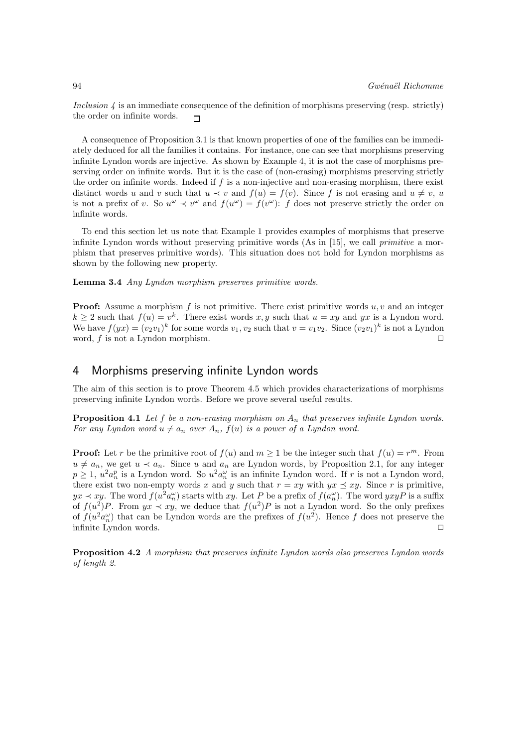*Inclusion 4* is an immediate consequence of the definition of morphisms preserving (resp. strictly) the order on infinite words. □

A consequence of Proposition 3.1 is that known properties of one of the families can be immediately deduced for all the families it contains. For instance, one can see that morphisms preserving infinite Lyndon words are injective. As shown by Example 4, it is not the case of morphisms preserving order on infinite words. But it is the case of (non-erasing) morphisms preserving strictly the order on infinite words. Indeed if $f$ is a non-injective and non-erasing morphism, there exist distinct words $u$ and $v$ such that $u \prec v$ and $f(u) = f(v)$. Since $f$ is not erasing and $u \neq v$, $u$ is not a prefix of $v$. So $u^\omega \prec v^\omega$ and $f(u^\omega) = f(v^\omega)$: $f$ does not preserve strictly the order on infinite words.

To end this section let us note that Example 1 provides examples of morphisms that preserve infinite Lyndon words without preserving primitive words (As in [15], we call *primitive* a morphism that preserves primitive words). This situation does not hold for Lyndon morphisms as shown by the following new property.

**Lemma 3.4** *Any Lyndon morphism preserves primitive words.*

**Proof:** Assume a morphism $f$ is not primitive. There exist primitive words $u, v$ and an integer $k \geq 2$ such that $f(u) = v^k$. There exist words $x, y$ such that $u = xy$ and $yx$ is a Lyndon word. We have $f(yx) = (v_2v_1)^k$ for some words $v_1, v_2$ such that $v = v_1v_2$. Since $(v_2v_1)^k$ is not a Lyndon word, $f$ is not a Lyndon morphism. □

## 4 Morphisms preserving infinite Lyndon words

The aim of this section is to prove Theorem 4.5 which provides characterizations of morphisms preserving infinite Lyndon words. Before we prove several useful results.

**Proposition 4.1** *Let $f$ be a non-erasing morphism on $A_n$ that preserves infinite Lyndon words. For any Lyndon word $u \neq a_n$ over $A_n$, $f(u)$ is a power of a Lyndon word.*

**Proof:** Let $r$ be the primitive root of $f(u)$ and $m \geq 1$ be the integer such that $f(u) = r^m$. From $u \neq a_n$, we get $u \prec a_n$. Since $u$ and $a_n$ are Lyndon words, by Proposition 2.1, for any integer $p \geq 1$, $u^2a_n^p$ is a Lyndon word. So $u^2a_n^\omega$ is an infinite Lyndon word. If $r$ is not a Lyndon word, there exist two non-empty words $x$ and $y$ such that $r = xy$ with $yx \preceq xy$. Since $r$ is primitive, $yx \prec xy$. The word $f(u^2a_n^\omega)$ starts with $xy$. Let $P$ be a prefix of $f(a_n^\omega)$. The word $yxyP$ is a suffix of $f(u^2)P$. From $yx \prec xy$, we deduce that $f(u^2)P$ is not a Lyndon word. So the only prefixes of $f(u^2a_n^\omega)$ that can be Lyndon words are the prefixes of $f(u^2)$. Hence $f$ does not preserve the infinite Lyndon words. □

**Proposition 4.2** *A morphism that preserves infinite Lyndon words also preserves Lyndon words of length 2.*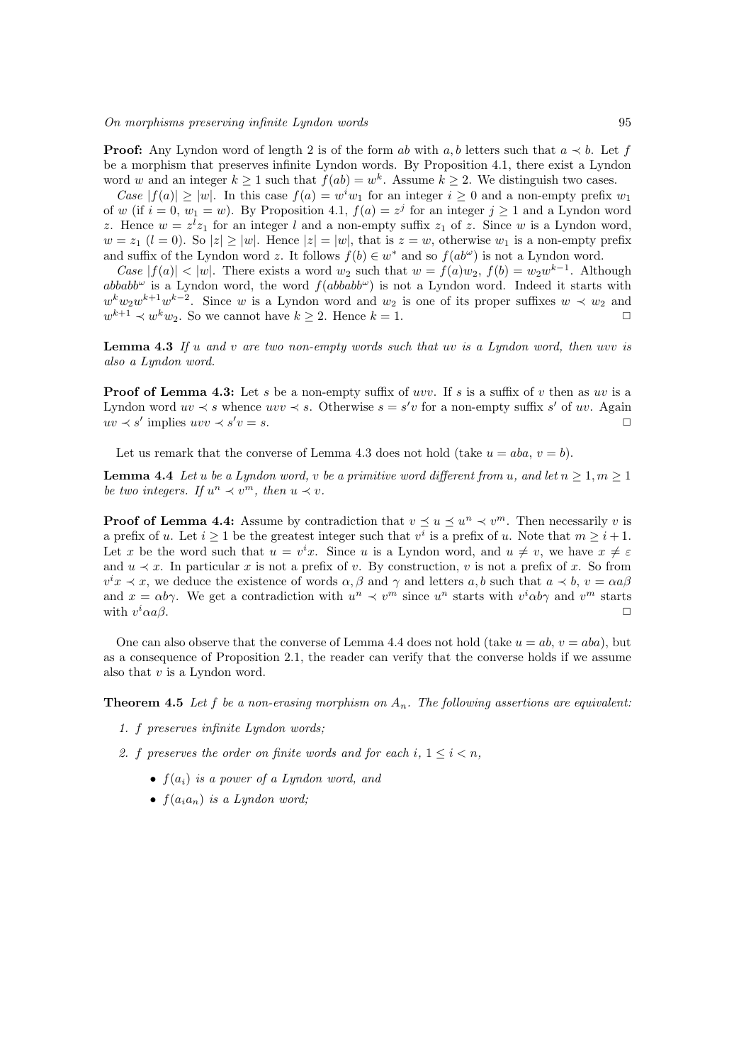**Proof:** Any Lyndon word of length 2 is of the form $ab$ with $a, b$ letters such that $a \prec b$. Let $f$ be a morphism that preserves infinite Lyndon words. By Proposition 4.1, there exist a Lyndon word $w$ and an integer $k \geq 1$ such that $f(ab) = w^k$. Assume $k \geq 2$. We distinguish two cases.

*Case* $|f(a)| \geq |w|$. In this case $f(a) = w^i w_1$ for an integer $i \geq 0$ and a non-empty prefix $w_1$ of $w$ (if $i = 0$, $w_1 = w$). By Proposition 4.1, $f(a) = z^j$ for an integer $j \geq 1$ and a Lyndon word $z$. Hence $w = z^l z_1$ for an integer $l$ and a non-empty suffix $z_1$ of $z$. Since $w$ is a Lyndon word, $w = z_1$ ($l = 0$). So $|z| \geq |w|$. Hence $|z| = |w|$, that is $z = w$, otherwise $w_1$ is a non-empty prefix and suffix of the Lyndon word $z$. It follows $f(b) \in w^*$ and so $f(ab^\omega)$ is not a Lyndon word.

*Case* $|f(a)| < |w|$. There exists a word $w_2$ such that $w = f(a)w_2$, $f(b) = w_2 w^{k-1}$. Although $abbabb^\omega$ is a Lyndon word, the word $f(abbabb^\omega)$ is not a Lyndon word. Indeed it starts with $w^k w_2 w^{k+1} w^{k-2}$. Since $w$ is a Lyndon word and $w_2$ is one of its proper suffixes $w \prec w_2$ and $w^{k+1} \prec w^k w_2$. So we cannot have $k \geq 2$. Hence $k = 1$. □

**Lemma 4.3** *If $u$ and $v$ are two non-empty words such that $uv$ is a Lyndon word, then $uvv$ is also a Lyndon word.*

**Proof of Lemma 4.3:** Let $s$ be a non-empty suffix of $uvv$. If $s$ is a suffix of $v$ then as $uv$ is a Lyndon word $uv \prec s$ whence $uvv \prec s$. Otherwise $s = s'v$ for a non-empty suffix $s'$ of $uv$. Again $uv \prec s'$ implies $uvv \prec s'v = s$. □

Let us remark that the converse of Lemma 4.3 does not hold (take $u = aba$, $v = b$).

**Lemma 4.4** *Let $u$ be a Lyndon word, $v$ be a primitive word different from $u$, and let $n \geq 1, m \geq 1$ be two integers. If $u^n \prec v^m$, then $u \prec v$.*

**Proof of Lemma 4.4:** Assume by contradiction that $v \preceq u \preceq u^n \prec v^m$. Then necessarily $v$ is a prefix of $u$. Let $i \geq 1$ be the greatest integer such that $v^i$ is a prefix of $u$. Note that $m \geq i+1$. Let $x$ be the word such that $u = v^i x$. Since $u$ is a Lyndon word, and $u \neq v$, we have $x \neq \varepsilon$ and $u \prec x$. In particular $x$ is not a prefix of $v$. By construction, $v$ is not a prefix of $x$. So from $v^i x \prec x$, we deduce the existence of words $\alpha, \beta$ and $\gamma$ and letters $a, b$ such that $a \prec b$, $v = \alpha a \beta$ and $x = \alpha b \gamma$. We get a contradiction with $u^n \prec v^m$ since $u^n$ starts with $v^i \alpha b \gamma$ and $v^m$ starts with $v^i \alpha a \beta$. □

One can also observe that the converse of Lemma 4.4 does not hold (take $u = ab$, $v = aba$), but as a consequence of Proposition 2.1, the reader can verify that the converse holds if we assume also that $v$ is a Lyndon word.

**Theorem 4.5** *Let $f$ be a non-erasing morphism on $A_n$. The following assertions are equivalent:*

1. *$f$ preserves infinite Lyndon words;*
2. *$f$ preserves the order on finite words and for each $i$, $1 \leq i < n$,*
   - *$f(a_i)$ is a power of a Lyndon word, and*
   - *$f(a_i a_n)$ is a Lyndon word;*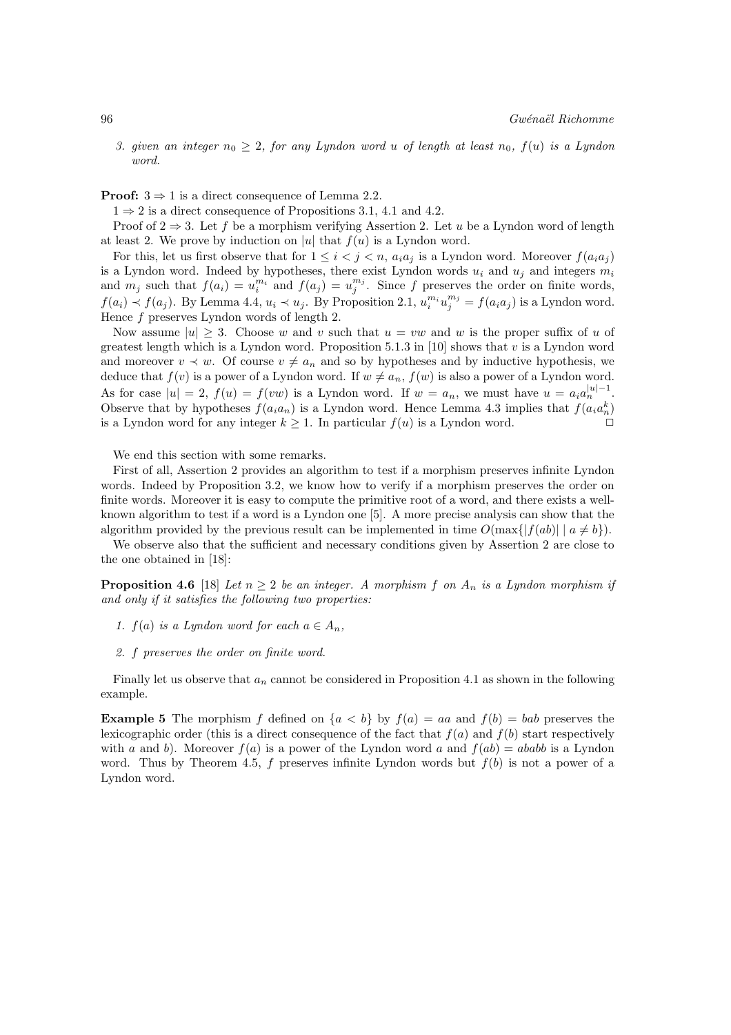3. *given an integer $n_0 \geq 2$, for any Lyndon word $u$ of length at least $n_0$, $f(u)$ is a Lyndon word.*

**Proof:** $3 \Rightarrow 1$ is a direct consequence of Lemma 2.2.

$1 \Rightarrow 2$ is a direct consequence of Propositions 3.1, 4.1 and 4.2.

Proof of $2 \Rightarrow 3$. Let $f$ be a morphism verifying Assertion 2. Let $u$ be a Lyndon word of length at least 2. We prove by induction on $|u|$ that $f(u)$ is a Lyndon word.

For this, let us first observe that for $1 \leq i < j < n$, $a_i a_j$ is a Lyndon word. Moreover $f(a_i a_j)$ is a Lyndon word. Indeed by hypotheses, there exist Lyndon words $u_i$ and $u_j$ and integers $m_i$ and $m_j$ such that $f(a_i) = u_i^{m_i}$ and $f(a_j) = u_j^{m_j}$. Since $f$ preserves the order on finite words, $f(a_i) \prec f(a_j)$. By Lemma 4.4, $u_i \prec u_j$. By Proposition 2.1, $u_i^{m_i} u_j^{m_j} = f(a_i a_j)$ is a Lyndon word. Hence $f$ preserves Lyndon words of length 2.

Now assume $|u| \geq 3$. Choose $w$ and $v$ such that $u = vw$ and $w$ is the proper suffix of $u$ of greatest length which is a Lyndon word. Proposition 5.1.3 in [10] shows that $v$ is a Lyndon word and moreover $v \prec w$. Of course $v \neq a_n$ and so by hypotheses and by inductive hypothesis, we deduce that $f(v)$ is a power of a Lyndon word. If $w \neq a_n$, $f(w)$ is also a power of a Lyndon word. As for case $|u| = 2$, $f(u) = f(vw)$ is a Lyndon word. If $w = a_n$, we must have $u = a_i a_n^{|u|-1}$. Observe that by hypotheses $f(a_i a_n)$ is a Lyndon word. Hence Lemma 4.3 implies that $f(a_i a_n^k)$ is a Lyndon word for any integer $k \geq 1$. In particular $f(u)$ is a Lyndon word. □

We end this section with some remarks.

First of all, Assertion 2 provides an algorithm to test if a morphism preserves infinite Lyndon words. Indeed by Proposition 3.2, we know how to verify if a morphism preserves the order on finite words. Moreover it is easy to compute the primitive root of a word, and there exists a well-known algorithm to test if a word is a Lyndon one [5]. A more precise analysis can show that the algorithm provided by the previous result can be implemented in time $O(\max\{|f(ab)| \mid a \neq b\})$.

We observe also that the sufficient and necessary conditions given by Assertion 2 are close to the one obtained in [18]:

**Proposition 4.6** [18] *Let $n \geq 2$ be an integer. A morphism $f$ on $A_n$ is a Lyndon morphism if and only if it satisfies the following two properties:*

1. *$f(a)$ is a Lyndon word for each $a \in A_n$,*
2. *$f$ preserves the order on finite word.*

Finally let us observe that $a_n$ cannot be considered in Proposition 4.1 as shown in the following example.

**Example 5** The morphism $f$ defined on $\{a < b\}$ by $f(a) = aa$ and $f(b) = bab$ preserves the lexicographic order (this is a direct consequence of the fact that $f(a)$ and $f(b)$ start respectively with $a$ and $b$). Moreover $f(a)$ is a power of the Lyndon word $a$ and $f(ab) = aabab$ is a Lyndon word. Thus by Theorem 4.5, $f$ preserves infinite Lyndon words but $f(b)$ is not a power of a Lyndon word.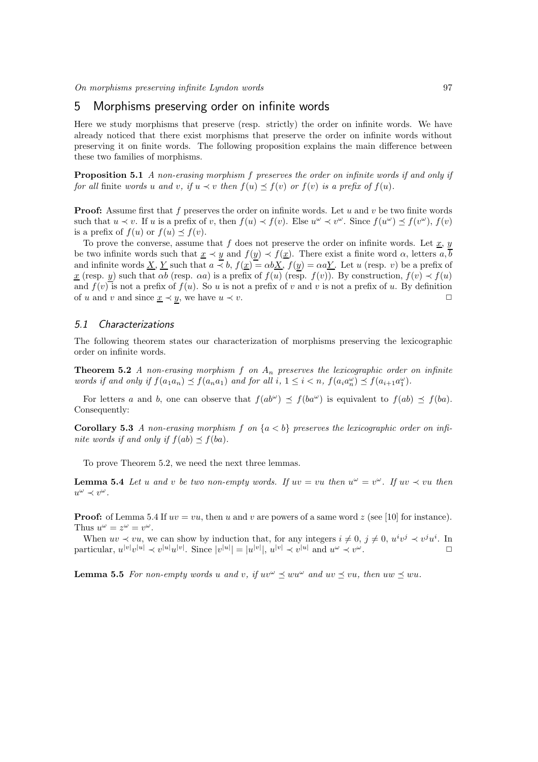## 5 Morphisms preserving order on infinite words

Here we study morphisms that preserve (resp. strictly) the order on infinite words. We have already noticed that there exist morphisms that preserve the order on infinite words without preserving it on finite words. The following proposition explains the main difference between these two families of morphisms.

**Proposition 5.1** *A non-erasing morphism $f$ preserves the order on infinite words if and only if for all finite words $u$ and $v$, if $u \prec v$ then $f(u) \preceq f(v)$ or $f(v)$ is a prefix of $f(u)$.*

**Proof:** Assume first that $f$ preserves the order on infinite words. Let $u$ and $v$ be two finite words such that $u \prec v$. If $u$ is a prefix of $v$, then $f(u) \prec f(v)$. Else $u^\omega \prec v^\omega$. Since $f(u^\omega) \preceq f(v^\omega)$, $f(v)$ is a prefix of $f(u)$ or $f(u) \preceq f(v)$.

To prove the converse, assume that $f$ does not preserve the order on infinite words. Let $\underline{x}$, $\underline{y}$ be two infinite words such that $\underline{x} \prec \underline{y}$ and $f(\underline{y}) \prec f(\underline{x})$. There exist a finite word $\alpha$, letters $a, b$ and infinite words $\underline{X}$, $\underline{Y}$ such that $a \prec b$, $f(\underline{x}) = \alpha b \underline{X}$, $f(\underline{y}) = \alpha a \underline{Y}$. Let $u$ (resp. $v$) be a prefix of $\underline{x}$ (resp. $\underline{y}$) such that $\alpha b$ (resp. $\alpha a$) is a prefix of $f(u)$ (resp. $f(v)$). By construction, $f(v) \prec f(u)$ and $f(v)$ is not a prefix of $f(u)$. So $u$ is not a prefix of $v$ and $v$ is not a prefix of $u$. By definition of $u$ and $v$ and since $\underline{x} \prec \underline{y}$, we have $u \prec v$. $\square$

### 5.1 Characterizations

The following theorem states our characterization of morphisms preserving the lexicographic order on infinite words.

**Theorem 5.2** *A non-erasing morphism $f$ on $A_n$ preserves the lexicographic order on infinite words if and only if $f(a_1 a_n) \preceq f(a_n a_1)$ and for all $i$, $1 \leq i < n$, $f(a_i a_n^\omega) \preceq f(a_{i+1} a_1^\omega)$.*

For letters $a$ and $b$, one can observe that $f(ab^\omega) \preceq f(ba^\omega)$ is equivalent to $f(ab) \preceq f(ba)$. Consequently:

**Corollary 5.3** *A non-erasing morphism $f$ on $\{a < b\}$ preserves the lexicographic order on infinite words if and only if $f(ab) \preceq f(ba)$.*

To prove Theorem 5.2, we need the next three lemmas.

**Lemma 5.4** *Let $u$ and $v$ be two non-empty words. If $uv = vu$ then $u^\omega = v^\omega$. If $uv \prec vu$ then $u^\omega \prec v^\omega$.*

**Proof:** of Lemma 5.4 If $uv = vu$, then $u$ and $v$ are powers of a same word $z$ (see [10] for instance). Thus $u^\omega = z^\omega = v^\omega$.

When $uv \prec vu$, we can show by induction that, for any integers $i \neq 0$, $j \neq 0$, $u^i v^j \prec v^j u^i$. In particular, $u^{|v|} v^{|u|} \prec v^{|u|} u^{|v|}$. Since $|v^{|u|}| = |u^{|v|}|$, $u^{|v|} \prec v^{|u|}$ and $u^\omega \prec v^\omega$. $\square$

**Lemma 5.5** *For non-empty words $u$ and $v$, if $uv^\omega \preceq wu^\omega$ and $uv \preceq vu$, then $uw \preceq wu$.*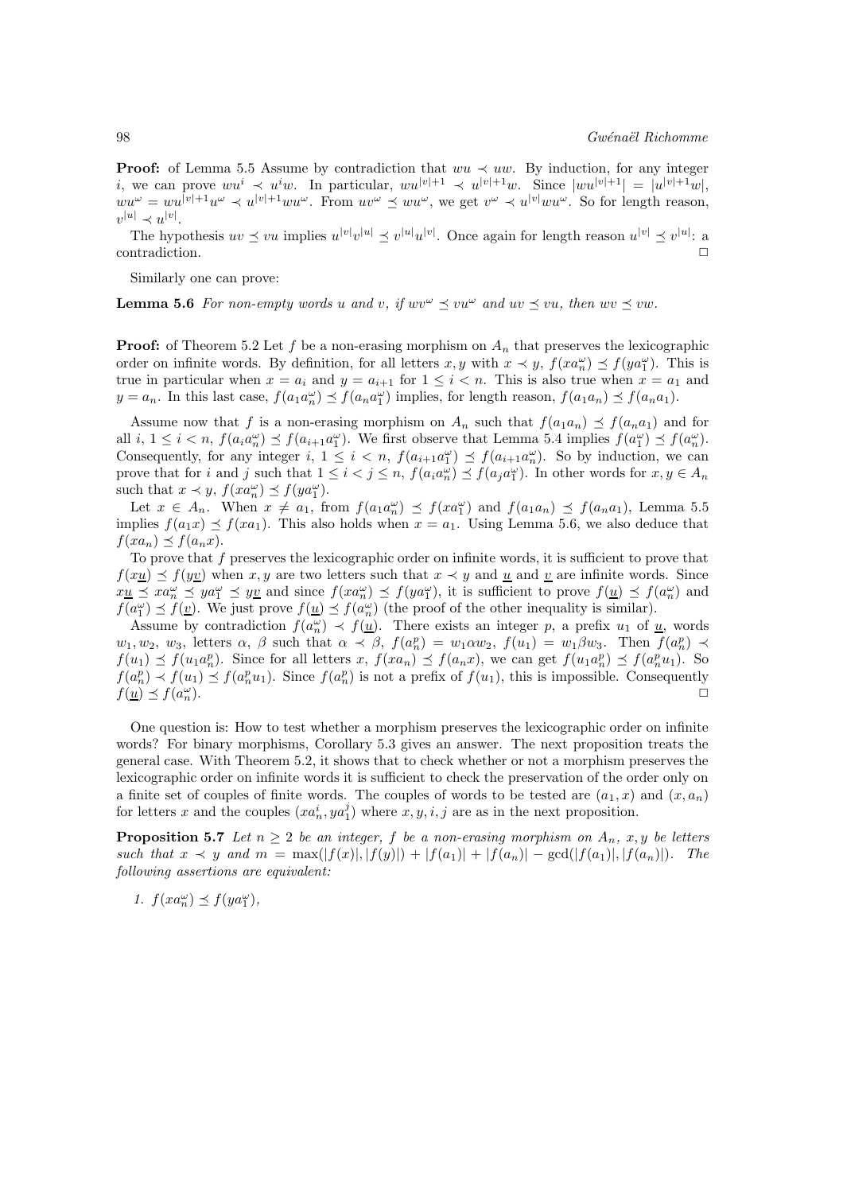**Proof:** of Lemma 5.5 Assume by contradiction that $wu \prec uw$. By induction, for any integer $i$, we can prove $wu^i \prec u^i w$. In particular, $wu^{|v|+1} \prec u^{|v|+1}w$. Since $|wu^{|v|+1}| = |u^{|v|+1}w|$, $wu^\omega = wu^{|v|+1}u^\omega \prec u^{|v|+1}wu^\omega$. From $uv^\omega \preceq wu^\omega$, we get $v^\omega \prec u^{|v|}wu^\omega$. So for length reason, $v^{|u|} \prec u^{|v|}$.

The hypothesis $uv \preceq vu$ implies $u^{|v|}v^{|u|} \preceq v^{|u|}u^{|v|}$. Once again for length reason $u^{|v|} \preceq v^{|u|}$: a contradiction. $\square$

Similarly one can prove:

**Lemma 5.6** *For non-empty words $u$ and $v$, if $wv^\omega \preceq vu^\omega$ and $uv \preceq vu$, then $wv \preceq vw$.*

**Proof:** of Theorem 5.2 Let $f$ be a non-erasing morphism on $A_n$ that preserves the lexicographic order on infinite words. By definition, for all letters $x, y$ with $x \prec y$, $f(xa_n^\omega) \preceq f(ya_1^\omega)$. This is true in particular when $x = a_i$ and $y = a_{i+1}$ for $1 \leq i < n$. This is also true when $x = a_1$ and $y = a_n$. In this last case, $f(a_1a_n^\omega) \preceq f(a_na_1^\omega)$ implies, for length reason, $f(a_1a_n) \preceq f(a_na_1)$.

Assume now that $f$ is a non-erasing morphism on $A_n$ such that $f(a_1a_n) \preceq f(a_na_1)$ and for all $i$, $1 \leq i < n$, $f(a_ia_n^\omega) \preceq f(a_{i+1}a_1^\omega)$. We first observe that Lemma 5.4 implies $f(a_1^\omega) \preceq f(a_n^\omega)$. Consequently, for any integer $i$, $1 \leq i < n$, $f(a_{i+1}a_1^\omega) \preceq f(a_{i+1}a_n^\omega)$. So by induction, we can prove that for $i$ and $j$ such that $1 \leq i < j \leq n$, $f(a_ia_n^\omega) \preceq f(a_ja_1^\omega)$. In other words for $x, y \in A_n$ such that $x \prec y$, $f(xa_n^\omega) \preceq f(ya_1^\omega)$.

Let $x \in A_n$. When $x \neq a_1$, from $f(a_1a_n^\omega) \preceq f(xa_1^\omega)$ and $f(a_1a_n) \preceq f(a_na_1)$, Lemma 5.5 implies $f(a_1x) \preceq f(xa_1)$. This also holds when $x = a_1$. Using Lemma 5.6, we also deduce that $f(xa_n) \preceq f(a_nx)$.

To prove that $f$ preserves the lexicographic order on infinite words, it is sufficient to prove that $f(x\underline{u}) \preceq f(y\underline{v})$ when $x, y$ are two letters such that $x \prec y$ and $\underline{u}$ and $\underline{v}$ are infinite words. Since $x\underline{u} \preceq xa_n^\omega \preceq ya_1^\omega \preceq y\underline{v}$ and since $f(xa_n^\omega) \preceq f(ya_1^\omega)$, it is sufficient to prove $f(\underline{u}) \preceq f(a_n^\omega)$ and $f(a_1^\omega) \preceq f(\underline{v})$. We just prove $f(\underline{u}) \preceq f(a_n^\omega)$ (the proof of the other inequality is similar).

Assume by contradiction $f(a_n^\omega) \prec f(\underline{u})$. There exists an integer $p$, a prefix $u_1$ of $\underline{u}$, words $w_1, w_2$, $w_3$, letters $\alpha$, $\beta$ such that $\alpha \prec \beta$, $f(a_n^p) = w_1\alpha w_2$, $f(u_1) = w_1\beta w_3$. Then $f(a_n^p) \prec f(u_1) \preceq f(u_1a_n^p)$. Since for all letters $x$, $f(xa_n) \preceq f(a_nx)$, we can get $f(u_1a_n^p) \preceq f(a_n^pu_1)$. So $f(a_n^p) \prec f(u_1) \preceq f(a_n^pu_1)$. Since $f(a_n^p)$ is not a prefix of $f(u_1)$, this is impossible. Consequently $f(\underline{u}) \preceq f(a_n^\omega)$. $\square$

One question is: How to test whether a morphism preserves the lexicographic order on infinite words? For binary morphisms, Corollary 5.3 gives an answer. The next proposition treats the general case. With Theorem 5.2, it shows that to check whether or not a morphism preserves the lexicographic order on infinite words it is sufficient to check the preservation of the order only on a finite set of couples of finite words. The couples of words to be tested are $(a_1, x)$ and $(x, a_n)$ for letters $x$ and the couples $(xa_n^i, ya_1^j)$ where $x, y, i, j$ are as in the next proposition.

**Proposition 5.7** *Let $n \geq 2$ be an integer, $f$ be a non-erasing morphism on $A_n$, $x, y$ be letters such that $x \prec y$ and $m = \max(|f(x)|, |f(y)|) + |f(a_1)| + |f(a_n)| - \gcd(|f(a_1)|, |f(a_n)|)$. The following assertions are equivalent:*

1. $f(xa_n^\omega) \preceq f(ya_1^\omega)$,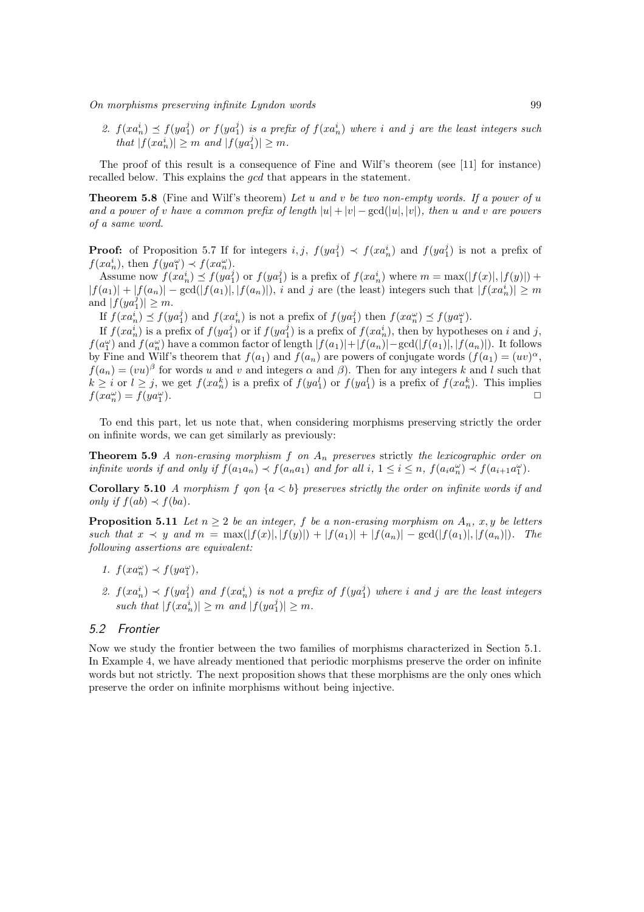2. $f(xa_n^i) \preceq f(ya_1^j)$ *or* $f(ya_1^j)$ *is a prefix of* $f(xa_n^i)$ *where* $i$ *and* $j$ *are the least integers such that* $|f(xa_n^i)| \geq m$ *and* $|f(ya_1^j)| \geq m$.

The proof of this result is a consequence of Fine and Wilf's theorem (see [11] for instance) recalled below. This explains the *gcd* that appears in the statement.

**Theorem 5.8** (Fine and Wilf's theorem) *Let* $u$ *and* $v$ *be two non-empty words. If a power of* $u$ *and a power of* $v$ *have a common prefix of length* $|u| + |v| - \gcd(|u|, |v|)$*, then* $u$ *and* $v$ *are powers of a same word.*

**Proof:** of Proposition 5.7 If for integers $i, j$, $f(ya_1^j) \prec f(xa_n^i)$ and $f(ya_1^j)$ is not a prefix of $f(xa_n^i)$, then $f(ya_1^\omega) \prec f(xa_n^\omega)$.

Assume now $f(xa_n^i) \preceq f(ya_1^j)$ or $f(ya_1^j)$ is a prefix of $f(xa_n^i)$ where $m = \max(|f(x)|, |f(y)|) + |f(a_1)| + |f(a_n)| - \gcd(|f(a_1)|, |f(a_n)|)$, $i$ and $j$ are (the least) integers such that $|f(xa_n^i)| \geq m$ and $|f(ya_1^j)| \geq m$.

If $f(xa_n^i) \preceq f(ya_1^j)$ and $f(xa_n^i)$ is not a prefix of $f(ya_1^j)$ then $f(xa_n^\omega) \preceq f(ya_1^\omega)$.

If $f(xa_n^i)$ is a prefix of $f(ya_1^j)$ or if $f(ya_1^j)$ is a prefix of $f(xa_n^i)$, then by hypotheses on $i$ and $j$, $f(a_1^\omega)$ and $f(a_n^\omega)$ have a common factor of length $|f(a_1)| + |f(a_n)| - \gcd(|f(a_1)|, |f(a_n)|)$. It follows by Fine and Wilf's theorem that $f(a_1)$ and $f(a_n)$ are powers of conjugate words ($f(a_1) = (uv)^\alpha$, $f(a_n) = (vu)^\beta$ for words $u$ and $v$ and integers $\alpha$ and $\beta$). Then for any integers $k$ and $l$ such that $k \geq i$ or $l \geq j$, we get $f(xa_n^k)$ is a prefix of $f(ya_1^l)$ or $f(ya_1^l)$ is a prefix of $f(xa_n^k)$. This implies $f(xa_n^\omega) = f(ya_1^\omega)$. □

To end this part, let us note that, when considering morphisms preserving strictly the order on infinite words, we can get similarly as previously:

**Theorem 5.9** *A non-erasing morphism* $f$ *on* $A_n$ *preserves* strictly *the lexicographic order on infinite words if and only if* $f(a_1a_n) \prec f(a_na_1)$ *and for all* $i$, $1 \leq i \leq n$, $f(a_ia_n^\omega) \prec f(a_{i+1}a_1^\omega)$.

**Corollary 5.10** *A morphism* $f$ *qon* $\{a < b\}$ *preserves strictly the order on infinite words if and only if* $f(ab) \prec f(ba)$.

**Proposition 5.11** *Let* $n \geq 2$ *be an integer,* $f$ *be a non-erasing morphism on* $A_n$*,* $x, y$ *be letters such that* $x \prec y$ *and* $m = \max(|f(x)|, |f(y)|) + |f(a_1)| + |f(a_n)| - \gcd(|f(a_1)|, |f(a_n)|)$*. The following assertions are equivalent:*

1. $f(xa_n^\omega) \prec f(ya_1^\omega)$,
2. $f(xa_n^i) \prec f(ya_1^j)$ *and* $f(xa_n^i)$ *is not a prefix of* $f(ya_1^j)$ *where* $i$ *and* $j$ *are the least integers such that* $|f(xa_n^i)| \geq m$ *and* $|f(ya_1^j)| \geq m$.

## 5.2 Frontier

Now we study the frontier between the two families of morphisms characterized in Section 5.1. In Example 4, we have already mentioned that periodic morphisms preserve the order on infinite words but not strictly. The next proposition shows that these morphisms are the only ones which preserve the order on infinite morphisms without being injective.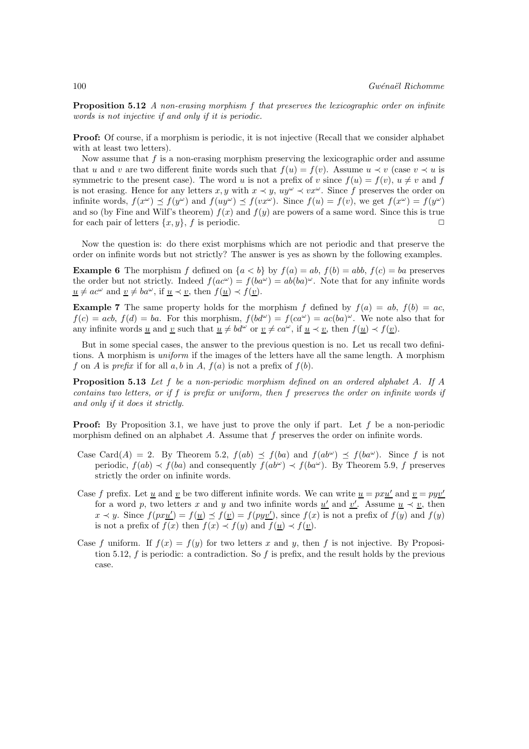**Proposition 5.12** *A non-erasing morphism $f$ that preserves the lexicographic order on infinite words is not injective if and only if it is periodic.*

**Proof:** Of course, if a morphism is periodic, it is not injective (Recall that we consider alphabet with at least two letters).

Now assume that $f$ is a non-erasing morphism preserving the lexicographic order and assume that $u$ and $v$ are two different finite words such that $f(u) = f(v)$. Assume $u \prec v$ (case $v \prec u$ is symmetric to the present case). The word $u$ is not a prefix of $v$ since $f(u) = f(v)$, $u \neq v$ and $f$ is not erasing. Hence for any letters $x, y$ with $x \prec y$, $uy^\omega \prec vx^\omega$. Since $f$ preserves the order on infinite words, $f(x^\omega) \preceq f(y^\omega)$ and $f(uy^\omega) \preceq f(vx^\omega)$. Since $f(u) = f(v)$, we get $f(x^\omega) = f(y^\omega)$ and so (by Fine and Wilf's theorem) $f(x)$ and $f(y)$ are powers of a same word. Since this is true for each pair of letters $\{x, y\}$, $f$ is periodic. $\square$

Now the question is: do there exist morphisms which are not periodic and that preserve the order on infinite words but not strictly? The answer is yes as shown by the following examples.

**Example 6** The morphism $f$ defined on $\{a < b\}$ by $f(a) = ab$, $f(b) = abb$, $f(c) = ba$ preserves the order but not strictly. Indeed $f(ac^\omega) = f(ba^\omega) = ab(ba)^\omega$. Note that for any infinite words $\underline{u} \neq ac^\omega$ and $\underline{v} \neq ba^\omega$, if $\underline{u} \prec \underline{v}$, then $f(\underline{u}) \prec f(\underline{v})$.

**Example 7** The same property holds for the morphism $f$ defined by $f(a) = ab$, $f(b) = ac$, $f(c) = acb$, $f(d) = ba$. For this morphism, $f(bd^\omega) = f(ca^\omega) = ac(ba)^\omega$. We note also that for any infinite words $\underline{u}$ and $\underline{v}$ such that $\underline{u} \neq bd^\omega$ or $\underline{v} \neq ca^\omega$, if $\underline{u} \prec \underline{v}$, then $f(\underline{u}) \prec f(\underline{v})$.

But in some special cases, the answer to the previous question is no. Let us recall two definitions. A morphism is *uniform* if the images of the letters have all the same length. A morphism $f$ on $A$ is *prefix* if for all $a, b$ in $A$, $f(a)$ is not a prefix of $f(b)$.

**Proposition 5.13** *Let $f$ be a non-periodic morphism defined on an ordered alphabet $A$. If $A$ contains two letters, or if $f$ is prefix or uniform, then $f$ preserves the order on infinite words if and only if it does it strictly.*

**Proof:** By Proposition 3.1, we have just to prove the only if part. Let $f$ be a non-periodic morphism defined on an alphabet $A$. Assume that $f$ preserves the order on infinite words.

Case $\mathrm{Card}(A) = 2$. By Theorem 5.2, $f(ab) \preceq f(ba)$ and $f(ab^\omega) \preceq f(ba^\omega)$. Since $f$ is not periodic, $f(ab) \prec f(ba)$ and consequently $f(ab^\omega) \prec f(ba^\omega)$. By Theorem 5.9, $f$ preserves strictly the order on infinite words.

Case $f$ prefix. Let $\underline{u}$ and $\underline{v}$ be two different infinite words. We can write $\underline{u} = px\underline{u'}$ and $\underline{v} = py\underline{v'}$ for a word $p$, two letters $x$ and $y$ and two infinite words $\underline{u'}$ and $\underline{v'}$. Assume $\underline{u} \prec \underline{v}$, then $x \prec y$. Since $f(px\underline{u'}) = f(\underline{u}) \preceq f(\underline{v}) = f(py\underline{v'})$, since $f(x)$ is not a prefix of $f(y)$ and $f(y)$ is not a prefix of $f(x)$ then $f(x) \prec f(y)$ and $f(\underline{u}) \prec f(\underline{v})$.

Case $f$ uniform. If $f(x) = f(y)$ for two letters $x$ and $y$, then $f$ is not injective. By Proposition 5.12, $f$ is periodic: a contradiction. So $f$ is prefix, and the result holds by the previous case.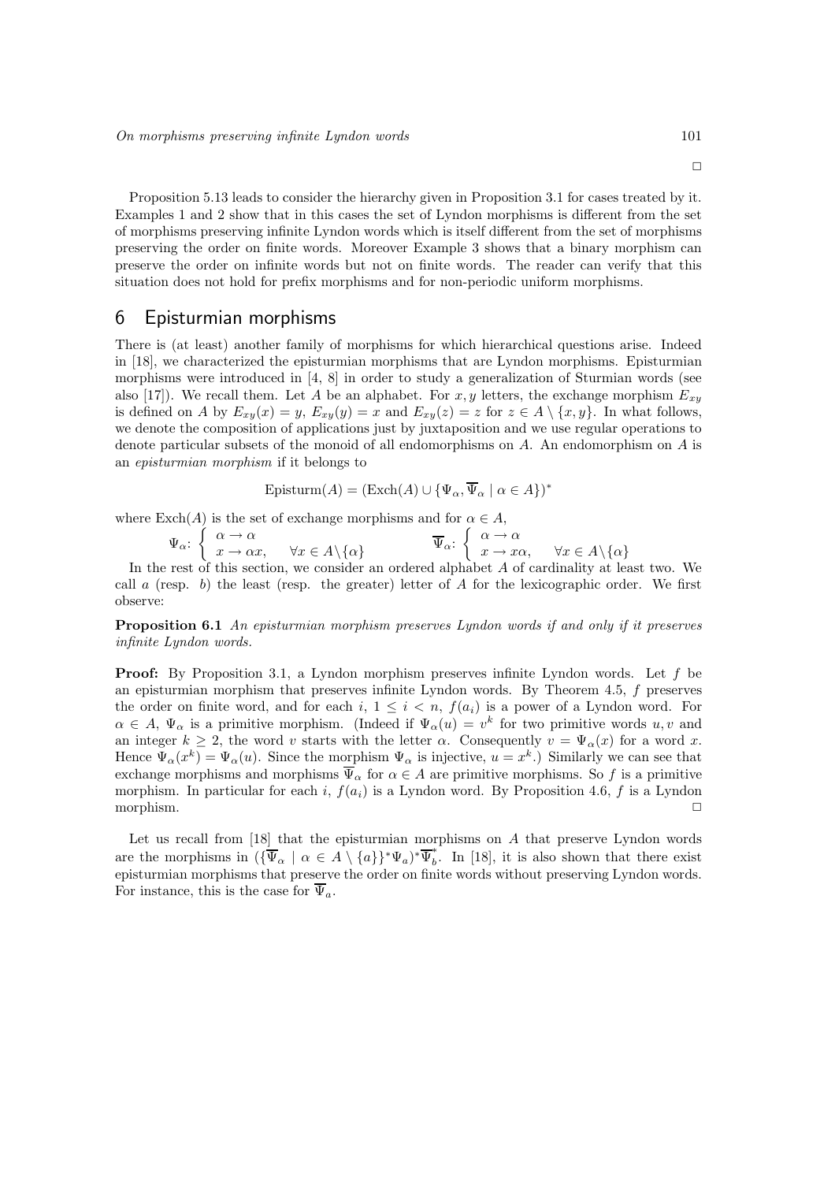□

Proposition 5.13 leads to consider the hierarchy given in Proposition 3.1 for cases treated by it. Examples 1 and 2 show that in this cases the set of Lyndon morphisms is different from the set of morphisms preserving infinite Lyndon words which is itself different from the set of morphisms preserving the order on finite words. Moreover Example 3 shows that a binary morphism can preserve the order on infinite words but not on finite words. The reader can verify that this situation does not hold for prefix morphisms and for non-periodic uniform morphisms.

## 6 Episturmian morphisms

There is (at least) another family of morphisms for which hierarchical questions arise. Indeed in [18], we characterized the episturmian morphisms that are Lyndon morphisms. Episturmian morphisms were introduced in [4, 8] in order to study a generalization of Sturmian words (see also [17]). We recall them. Let $A$ be an alphabet. For $x, y$ letters, the exchange morphism $E_{xy}$ is defined on $A$ by $E_{xy}(x) = y$, $E_{xy}(y) = x$ and $E_{xy}(z) = z$ for $z \in A \setminus \{x, y\}$. In what follows, we denote the composition of applications just by juxtaposition and we use regular operations to denote particular subsets of the monoid of all endomorphisms on $A$. An endomorphism on $A$ is an *episturmian morphism* if it belongs to

$$\text{Episturm}(A) = (\text{Exch}(A) \cup \{\Psi_\alpha, \overline{\Psi}_\alpha \mid \alpha \in A\})^*$$

where $\text{Exch}(A)$ is the set of exchange morphisms and for $\alpha \in A$,

$$\Psi_\alpha\colon \left\{ \begin{array}{l} \alpha \to \alpha \\ x \to \alpha x, \quad \forall x \in A\backslash\{\alpha\} \end{array} \right. \qquad \overline{\Psi}_\alpha\colon \left\{ \begin{array}{l} \alpha \to \alpha \\ x \to x\alpha, \quad \forall x \in A\backslash\{\alpha\} \end{array} \right.$$

In the rest of this section, we consider an ordered alphabet $A$ of cardinality at least two. We call $a$ (resp. $b$) the least (resp. the greater) letter of $A$ for the lexicographic order. We first observe:

**Proposition 6.1** *An episturmian morphism preserves Lyndon words if and only if it preserves infinite Lyndon words.*

**Proof:** By Proposition 3.1, a Lyndon morphism preserves infinite Lyndon words. Let $f$ be an episturmian morphism that preserves infinite Lyndon words. By Theorem 4.5, $f$ preserves the order on finite word, and for each $i$, $1 \leq i < n$, $f(a_i)$ is a power of a Lyndon word. For $\alpha \in A$, $\Psi_\alpha$ is a primitive morphism. (Indeed if $\Psi_\alpha(u) = v^k$ for two primitive words $u, v$ and an integer $k \geq 2$, the word $v$ starts with the letter $\alpha$. Consequently $v = \Psi_\alpha(x)$ for a word $x$. Hence $\Psi_\alpha(x^k) = \Psi_\alpha(u)$. Since the morphism $\Psi_\alpha$ is injective, $u = x^k$.) Similarly we can see that exchange morphisms and morphisms $\overline{\Psi}_\alpha$ for $\alpha \in A$ are primitive morphisms. So $f$ is a primitive morphism. In particular for each $i$, $f(a_i)$ is a Lyndon word. By Proposition 4.6, $f$ is a Lyndon morphism. □

Let us recall from [18] that the episturmian morphisms on $A$ that preserve Lyndon words are the morphisms in $(\{\overline{\Psi}_\alpha \mid \alpha \in A \setminus \{a\}\}^*\Psi_a)^*\overline{\Psi}_b^*$. In [18], it is also shown that there exist episturmian morphisms that preserve the order on finite words without preserving Lyndon words. For instance, this is the case for $\overline{\Psi}_a$.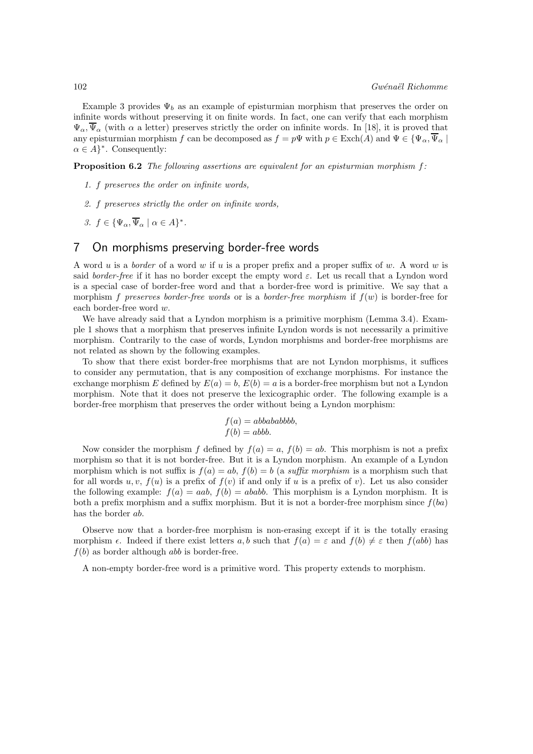Example 3 provides $\Psi_b$ as an example of episturmian morphism that preserves the order on infinite words without preserving it on finite words. In fact, one can verify that each morphism $\Psi_\alpha, \overline{\Psi}_\alpha$ (with $\alpha$ a letter) preserves strictly the order on infinite words. In [18], it is proved that any episturmian morphism $f$ can be decomposed as $f = p\Psi$ with $p \in \mathrm{Exch}(A)$ and $\Psi \in \{\Psi_\alpha, \overline{\Psi}_\alpha \mid \alpha \in A\}^*$. Consequently:

**Proposition 6.2** *The following assertions are equivalent for an episturmian morphism $f$:*

1. *$f$ preserves the order on infinite words,*
2. *$f$ preserves strictly the order on infinite words,*
3. *$f \in \{\Psi_\alpha, \overline{\Psi}_\alpha \mid \alpha \in A\}^*$.*

## 7 On morphisms preserving border-free words

A word $u$ is a *border* of a word $w$ if $u$ is a proper prefix and a proper suffix of $w$. A word $w$ is said *border-free* if it has no border except the empty word $\varepsilon$. Let us recall that a Lyndon word is a special case of border-free word and that a border-free word is primitive. We say that a morphism $f$ *preserves border-free words* or is a *border-free morphism* if $f(w)$ is border-free for each border-free word $w$.

We have already said that a Lyndon morphism is a primitive morphism (Lemma 3.4). Example 1 shows that a morphism that preserves infinite Lyndon words is not necessarily a primitive morphism. Contrarily to the case of words, Lyndon morphisms and border-free morphisms are not related as shown by the following examples.

To show that there exist border-free morphisms that are not Lyndon morphisms, it suffices to consider any permutation, that is any composition of exchange morphisms. For instance the exchange morphism $E$ defined by $E(a) = b$, $E(b) = a$ is a border-free morphism but not a Lyndon morphism. Note that it does not preserve the lexicographic order. The following example is a border-free morphism that preserves the order without being a Lyndon morphism:

$$f(a) = abbababbbb,$$
$$f(b) = abbb.$$

Now consider the morphism $f$ defined by $f(a) = a$, $f(b) = ab$. This morphism is not a prefix morphism so that it is not border-free. But it is a Lyndon morphism. An example of a Lyndon morphism which is not suffix is $f(a) = ab$, $f(b) = b$ (a *suffix morphism* is a morphism such that for all words $u, v$, $f(u)$ is a prefix of $f(v)$ if and only if $u$ is a prefix of $v$). Let us also consider the following example: $f(a) = aab$, $f(b) = ababb$. This morphism is a Lyndon morphism. It is both a prefix morphism and a suffix morphism. But it is not a border-free morphism since $f(ba)$ has the border $ab$.

Observe now that a border-free morphism is non-erasing except if it is the totally erasing morphism $\epsilon$. Indeed if there exist letters $a, b$ such that $f(a) = \varepsilon$ and $f(b) \neq \varepsilon$ then $f(abb)$ has $f(b)$ as border although $abb$ is border-free.

A non-empty border-free word is a primitive word. This property extends to morphism.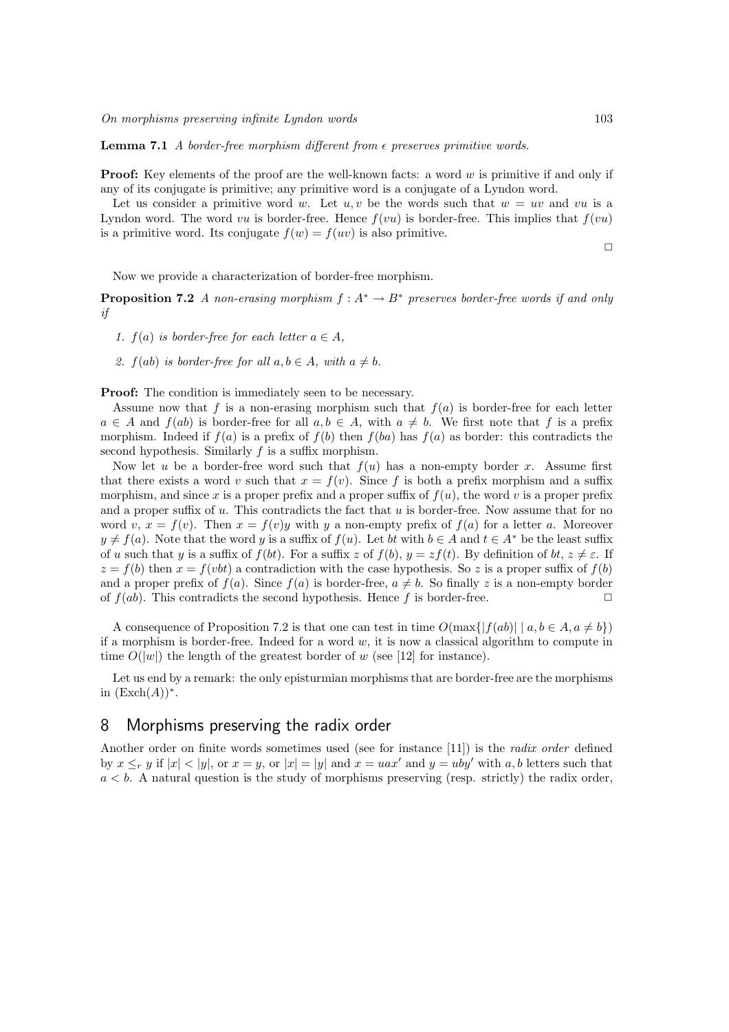**Lemma 7.1** *A border-free morphism different from $\epsilon$ preserves primitive words.*

**Proof:** Key elements of the proof are the well-known facts: a word $w$ is primitive if and only if any of its conjugate is primitive; any primitive word is a conjugate of a Lyndon word.

Let us consider a primitive word $w$. Let $u, v$ be the words such that $w = uv$ and $vu$ is a Lyndon word. The word $vu$ is border-free. Hence $f(vu)$ is border-free. This implies that $f(vu)$ is a primitive word. Its conjugate $f(w) = f(uv)$ is also primitive.

$\square$

Now we provide a characterization of border-free morphism.

**Proposition 7.2** *A non-erasing morphism $f : A^* \to B^*$ preserves border-free words if and only if*

1. *$f(a)$ is border-free for each letter $a \in A$,*
2. *$f(ab)$ is border-free for all $a, b \in A$, with $a \neq b$.*

**Proof:** The condition is immediately seen to be necessary.

Assume now that $f$ is a non-erasing morphism such that $f(a)$ is border-free for each letter $a \in A$ and $f(ab)$ is border-free for all $a, b \in A$, with $a \neq b$. We first note that $f$ is a prefix morphism. Indeed if $f(a)$ is a prefix of $f(b)$ then $f(ba)$ has $f(a)$ as border: this contradicts the second hypothesis. Similarly $f$ is a suffix morphism.

Now let $u$ be a border-free word such that $f(u)$ has a non-empty border $x$. Assume first that there exists a word $v$ such that $x = f(v)$. Since $f$ is both a prefix morphism and a suffix morphism, and since $x$ is a proper prefix and a proper suffix of $f(u)$, the word $v$ is a proper prefix and a proper suffix of $u$. This contradicts the fact that $u$ is border-free. Now assume that for no word $v$, $x = f(v)$. Then $x = f(v)y$ with $y$ a non-empty prefix of $f(a)$ for a letter $a$. Moreover $y \neq f(a)$. Note that the word $y$ is a suffix of $f(u)$. Let $bt$ with $b \in A$ and $t \in A^*$ be the least suffix of $u$ such that $y$ is a suffix of $f(bt)$. For a suffix $z$ of $f(b)$, $y = zf(t)$. By definition of $bt$, $z \neq \varepsilon$. If $z = f(b)$ then $x = f(vbt)$ a contradiction with the case hypothesis. So $z$ is a proper suffix of $f(b)$ and a proper prefix of $f(a)$. Since $f(a)$ is border-free, $a \neq b$. So finally $z$ is a non-empty border of $f(ab)$. This contradicts the second hypothesis. Hence $f$ is border-free. $\square$

A consequence of Proposition 7.2 is that one can test in time $O(\max\{|f(ab)| \mid a, b \in A, a \neq b\})$ if a morphism is border-free. Indeed for a word $w$, it is now a classical algorithm to compute in time $O(|w|)$ the length of the greatest border of $w$ (see [12] for instance).

Let us end by a remark: the only episturmian morphisms that are border-free are the morphisms in $(\text{Exch}(A))^*$.

## 8 Morphisms preserving the radix order

Another order on finite words sometimes used (see for instance [11]) is the *radix order* defined by $x \leq_r y$ if $|x| < |y|$, or $x = y$, or $|x| = |y|$ and $x = uax'$ and $y = uby'$ with $a, b$ letters such that $a < b$. A natural question is the study of morphisms preserving (resp. strictly) the radix order,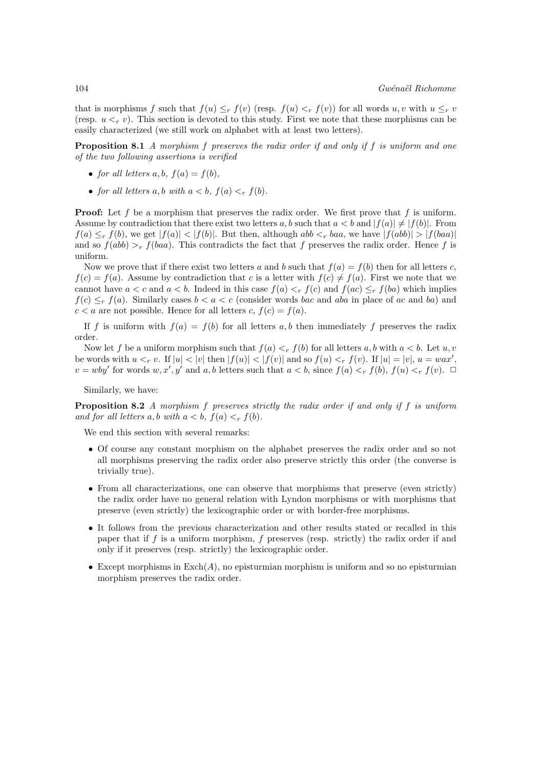that is morphisms $f$ such that $f(u) \leq_r f(v)$ (resp. $f(u) <_r f(v)$) for all words $u, v$ with $u \leq_r v$ (resp. $u <_r v$). This section is devoted to this study. First we note that these morphisms can be easily characterized (we still work on alphabet with at least two letters).

**Proposition 8.1** *A morphism $f$ preserves the radix order if and only if $f$ is uniform and one of the two following assertions is verified*

- *for all letters $a, b$, $f(a) = f(b)$,*
- *for all letters $a, b$ with $a < b$, $f(a) <_r f(b)$.*

**Proof:** Let $f$ be a morphism that preserves the radix order. We first prove that $f$ is uniform. Assume by contradiction that there exist two letters $a, b$ such that $a < b$ and $|f(a)| \neq |f(b)|$. From $f(a) \leq_r f(b)$, we get $|f(a)| < |f(b)|$. But then, although $abb <_r baa$, we have $|f(abb)| > |f(baa)|$ and so $f(abb) >_r f(baa)$. This contradicts the fact that $f$ preserves the radix order. Hence $f$ is uniform.

Now we prove that if there exist two letters $a$ and $b$ such that $f(a) = f(b)$ then for all letters $c$, $f(c) = f(a)$. Assume by contradiction that $c$ is a letter with $f(c) \neq f(a)$. First we note that we cannot have $a < c$ and $a < b$. Indeed in this case $f(a) <_r f(c)$ and $f(ac) \leq_r f(ba)$ which implies $f(c) \leq_r f(a)$. Similarly cases $b < a < c$ (consider words $bac$ and $aba$ in place of $ac$ and $ba$) and $c < a$ are not possible. Hence for all letters $c$, $f(c) = f(a)$.

If $f$ is uniform with $f(a) = f(b)$ for all letters $a, b$ then immediately $f$ preserves the radix order.

Now let $f$ be a uniform morphism such that $f(a) <_r f(b)$ for all letters $a, b$ with $a < b$. Let $u, v$ be words with $u <_r v$. If $|u| < |v|$ then $|f(u)| < |f(v)|$ and so $f(u) <_r f(v)$. If $|u| = |v|$, $u = wax'$, $v = wby'$ for words $w, x', y'$ and $a, b$ letters such that $a < b$, since $f(a) <_r f(b)$, $f(u) <_r f(v)$. $\square$

Similarly, we have:

**Proposition 8.2** *A morphism $f$ preserves strictly the radix order if and only if $f$ is uniform and for all letters $a, b$ with $a < b$, $f(a) <_r f(b)$.*

We end this section with several remarks:

- Of course any constant morphism on the alphabet preserves the radix order and so not all morphisms preserving the radix order also preserve strictly this order (the converse is trivially true).
- From all characterizations, one can observe that morphisms that preserve (even strictly) the radix order have no general relation with Lyndon morphisms or with morphisms that preserve (even strictly) the lexicographic order or with border-free morphisms.
- It follows from the previous characterization and other results stated or recalled in this paper that if $f$ is a uniform morphism, $f$ preserves (resp. strictly) the radix order if and only if it preserves (resp. strictly) the lexicographic order.
- Except morphisms in $\text{Exch}(A)$, no episturmian morphism is uniform and so no episturmian morphism preserves the radix order.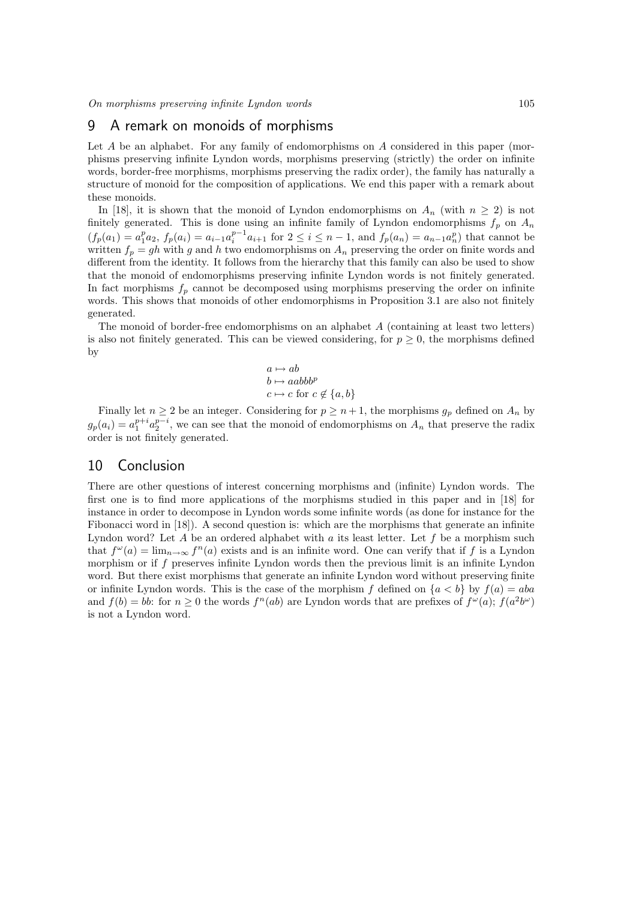## 9 A remark on monoids of morphisms

Let $A$ be an alphabet. For any family of endomorphisms on $A$ considered in this paper (morphisms preserving infinite Lyndon words, morphisms preserving (strictly) the order on infinite words, border-free morphisms, morphisms preserving the radix order), the family has naturally a structure of monoid for the composition of applications. We end this paper with a remark about these monoids.

In [18], it is shown that the monoid of Lyndon endomorphisms on $A_n$ (with $n \geq 2$) is not finitely generated. This is done using an infinite family of Lyndon endomorphisms $f_p$ on $A_n$ ($f_p(a_1) = a_1^p a_2$, $f_p(a_i) = a_{i-1}a_i^{p-1}a_{i+1}$ for $2 \leq i \leq n-1$, and $f_p(a_n) = a_{n-1}a_n^p$) that cannot be written $f_p = gh$ with $g$ and $h$ two endomorphisms on $A_n$ preserving the order on finite words and different from the identity. It follows from the hierarchy that this family can also be used to show that the monoid of endomorphisms preserving infinite Lyndon words is not finitely generated. In fact morphisms $f_p$ cannot be decomposed using morphisms preserving the order on infinite words. This shows that monoids of other endomorphisms in Proposition 3.1 are also not finitely generated.

The monoid of border-free endomorphisms on an alphabet $A$ (containing at least two letters) is also not finitely generated. This can be viewed considering, for $p \geq 0$, the morphisms defined by

$$\begin{aligned} a &\mapsto ab \\ b &\mapsto aabbb^p \\ c &\mapsto c \text{ for } c \notin \{a, b\} \end{aligned}$$

Finally let $n \geq 2$ be an integer. Considering for $p \geq n+1$, the morphisms $g_p$ defined on $A_n$ by $g_p(a_i) = a_1^{p+i}a_2^{p-i}$, we can see that the monoid of endomorphisms on $A_n$ that preserve the radix order is not finitely generated.

## 10 Conclusion

There are other questions of interest concerning morphisms and (infinite) Lyndon words. The first one is to find more applications of the morphisms studied in this paper and in [18] for instance in order to decompose in Lyndon words some infinite words (as done for instance for the Fibonacci word in [18]). A second question is: which are the morphisms that generate an infinite Lyndon word? Let $A$ be an ordered alphabet with $a$ its least letter. Let $f$ be a morphism such that $f^\omega(a) = \lim_{n\to\infty} f^n(a)$ exists and is an infinite word. One can verify that if $f$ is a Lyndon morphism or if $f$ preserves infinite Lyndon words then the previous limit is an infinite Lyndon word. But there exist morphisms that generate an infinite Lyndon word without preserving finite or infinite Lyndon words. This is the case of the morphism $f$ defined on $\{a < b\}$ by $f(a) = aba$ and $f(b) = bb$: for $n \geq 0$ the words $f^n(ab)$ are Lyndon words that are prefixes of $f^\omega(a)$; $f(a^2b^\omega)$ is not a Lyndon word.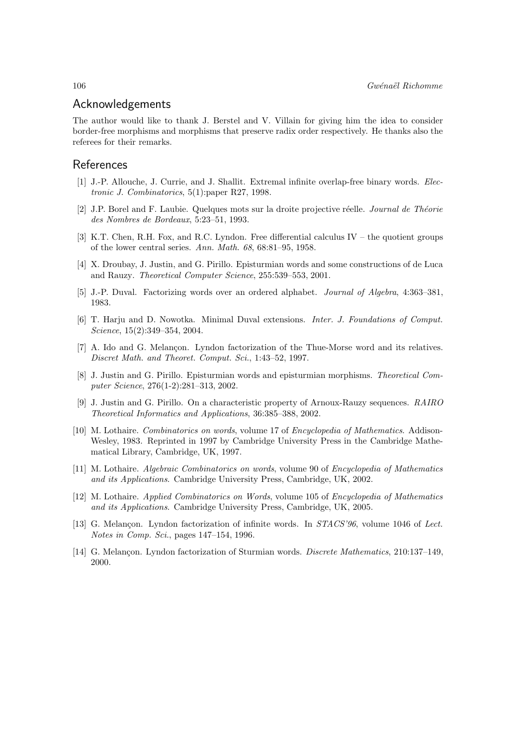## Acknowledgements

The author would like to thank J. Berstel and V. Villain for giving him the idea to consider border-free morphisms and morphisms that preserve radix order respectively. He thanks also the referees for their remarks.

## References

[1] J.-P. Allouche, J. Currie, and J. Shallit. Extremal infinite overlap-free binary words. *Electronic J. Combinatorics*, 5(1):paper R27, 1998.

[2] J.P. Borel and F. Laubie. Quelques mots sur la droite projective réelle. *Journal de Théorie des Nombres de Bordeaux*, 5:23–51, 1993.

[3] K.T. Chen, R.H. Fox, and R.C. Lyndon. Free differential calculus IV – the quotient groups of the lower central series. *Ann. Math. 68*, 68:81–95, 1958.

[4] X. Droubay, J. Justin, and G. Pirillo. Episturmian words and some constructions of de Luca and Rauzy. *Theoretical Computer Science*, 255:539–553, 2001.

[5] J.-P. Duval. Factorizing words over an ordered alphabet. *Journal of Algebra*, 4:363–381, 1983.

[6] T. Harju and D. Nowotka. Minimal Duval extensions. *Inter. J. Foundations of Comput. Science*, 15(2):349–354, 2004.

[7] A. Ido and G. Melançon. Lyndon factorization of the Thue-Morse word and its relatives. *Discret Math. and Theoret. Comput. Sci.*, 1:43–52, 1997.

[8] J. Justin and G. Pirillo. Episturmian words and episturmian morphisms. *Theoretical Computer Science*, 276(1-2):281–313, 2002.

[9] J. Justin and G. Pirillo. On a characteristic property of Arnoux-Rauzy sequences. *RAIRO Theoretical Informatics and Applications*, 36:385–388, 2002.

[10] M. Lothaire. *Combinatorics on words*, volume 17 of *Encyclopedia of Mathematics*. Addison-Wesley, 1983. Reprinted in 1997 by Cambridge University Press in the Cambridge Mathematical Library, Cambridge, UK, 1997.

[11] M. Lothaire. *Algebraic Combinatorics on words*, volume 90 of *Encyclopedia of Mathematics and its Applications*. Cambridge University Press, Cambridge, UK, 2002.

[12] M. Lothaire. *Applied Combinatorics on Words*, volume 105 of *Encyclopedia of Mathematics and its Applications*. Cambridge University Press, Cambridge, UK, 2005.

[13] G. Melançon. Lyndon factorization of infinite words. In *STACS'96*, volume 1046 of *Lect. Notes in Comp. Sci.*, pages 147–154, 1996.

[14] G. Melançon. Lyndon factorization of Sturmian words. *Discrete Mathematics*, 210:137–149, 2000.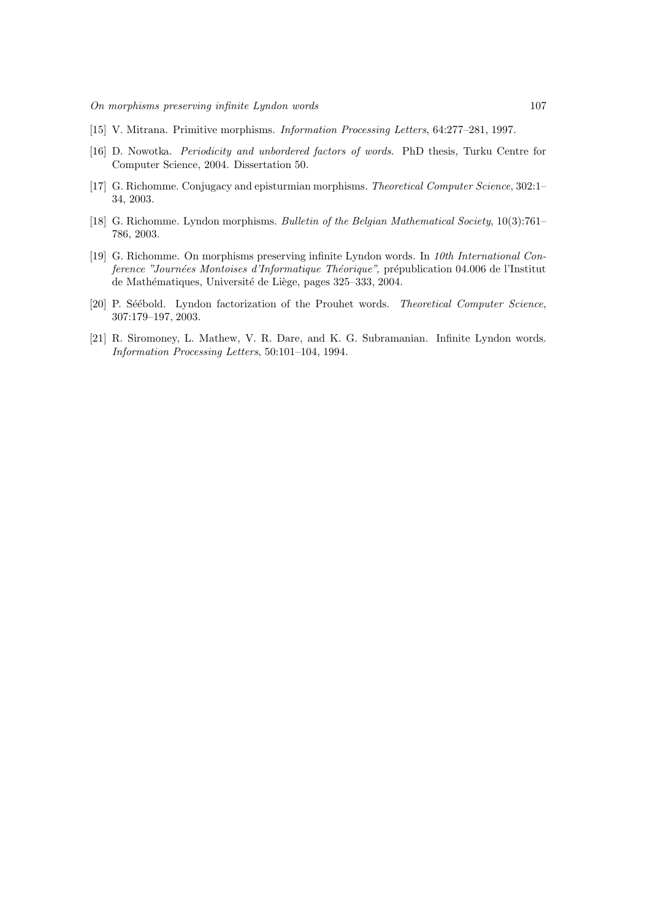[15] V. Mitrana. Primitive morphisms. *Information Processing Letters*, 64:277–281, 1997.

[16] D. Nowotka. *Periodicity and unbordered factors of words*. PhD thesis, Turku Centre for Computer Science, 2004. Dissertation 50.

[17] G. Richomme. Conjugacy and episturmian morphisms. *Theoretical Computer Science*, 302:1–34, 2003.

[18] G. Richomme. Lyndon morphisms. *Bulletin of the Belgian Mathematical Society*, 10(3):761–786, 2003.

[19] G. Richomme. On morphisms preserving infinite Lyndon words. In *10th International Conference "Journées Montoises d'Informatique Théorique"*, prépublication 04.006 de l'Institut de Mathématiques, Université de Liège, pages 325–333, 2004.

[20] P. Séébold. Lyndon factorization of the Prouhet words. *Theoretical Computer Science*, 307:179–197, 2003.

[21] R. Siromoney, L. Mathew, V. R. Dare, and K. G. Subramanian. Infinite Lyndon words. *Information Processing Letters*, 50:101–104, 1994.